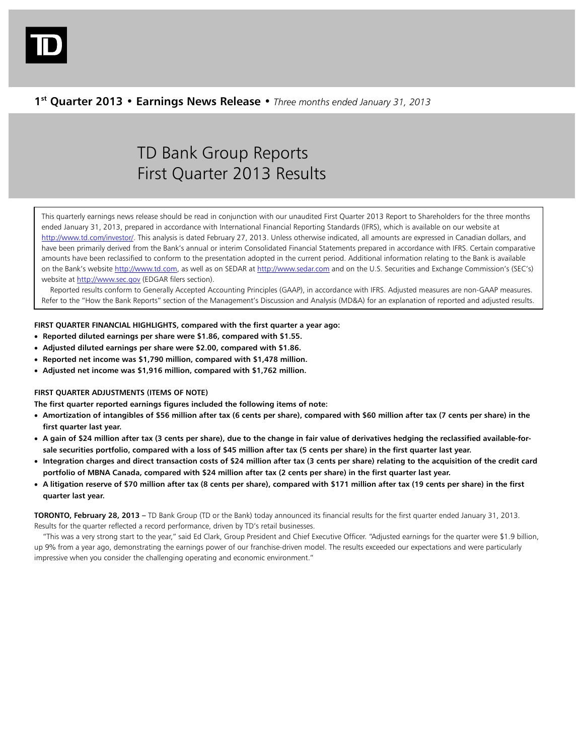TD

**1st Quarter 2013 • Earnings News Release •** *Three months ended January 31, 2013*

# TD Bank Group Reports First Quarter 2013 Results

This quarterly earnings news release should be read in conjunction with our unaudited First Quarter 2013 Report to Shareholders for the three months ended January 31, 2013, prepared in accordance with International Financial Reporting Standards (IFRS), which is available on our website at http://www.td.com/investor/. This analysis is dated February 27, 2013. Unless otherwise indicated, all amounts are expressed in Canadian dollars, and have been primarily derived from the Bank's annual or interim Consolidated Financial Statements prepared in accordance with IFRS. Certain comparative amounts have been reclassified to conform to the presentation adopted in the current period. Additional information relating to the Bank is available on the Bank's website http://www.td.com, as well as on SEDAR at http://www.sedar.com and on the U.S. Securities and Exchange Commission's (SEC's) website at http://www.sec.gov (EDGAR filers section).

Reported results conform to Generally Accepted Accounting Principles (GAAP), in accordance with IFRS. Adjusted measures are non-GAAP measures. Refer to the "How the Bank Reports" section of the Management's Discussion and Analysis (MD&A) for an explanation of reported and adjusted results.

**FIRST QUARTER FINANCIAL HIGHLIGHTS, compared with the first quarter a year ago:**

- **Reported diluted earnings per share were $1.86, compared with $1.55.**
- **Adjusted diluted earnings per share were $2.00, compared with $1.86.**
- **Reported net income was $1,790 million, compared with $1,478 million.**
- **Adjusted net income was $1,916 million, compared with $1,762 million.**

**FIRST QUARTER ADJUSTMENTS (ITEMS OF NOTE)**

**The first quarter reported earnings figures included the following items of note:**

- **Amortization of intangibles of $56 million after tax (6 cents per share), compared with $60 million after tax (7 cents per share) in the first quarter last year.**
- **A gain of $24 million after tax (3 cents per share), due to the change in fair value of derivatives hedging the reclassified available-for-sale securities portfolio, compared with a loss of $45 million after tax (5 cents per share) in the first quarter last year.**
- **Integration charges and direct transaction costs of $24 million after tax (3 cents per share) relating to the acquisition of the credit card portfolio of MBNA Canada, compared with $24 million after tax (2 cents per share) in the first quarter last year.**
- **A litigation reserve of $70 million after tax (8 cents per share), compared with $171 million after tax (19 cents per share) in the first quarter last year.**

**TORONTO, February 28, 2013 –** TD Bank Group (TD or the Bank) today announced its financial results for the first quarter ended January 31, 2013. Results for the quarter reflected a record performance, driven by TD's retail businesses.

"This was a very strong start to the year," said Ed Clark, Group President and Chief Executive Officer. "Adjusted earnings for the quarter were $1.9 billion, up 9% from a year ago, demonstrating the earnings power of our franchise-driven model. The results exceeded our expectations and were particularly impressive when you consider the challenging operating and economic environment."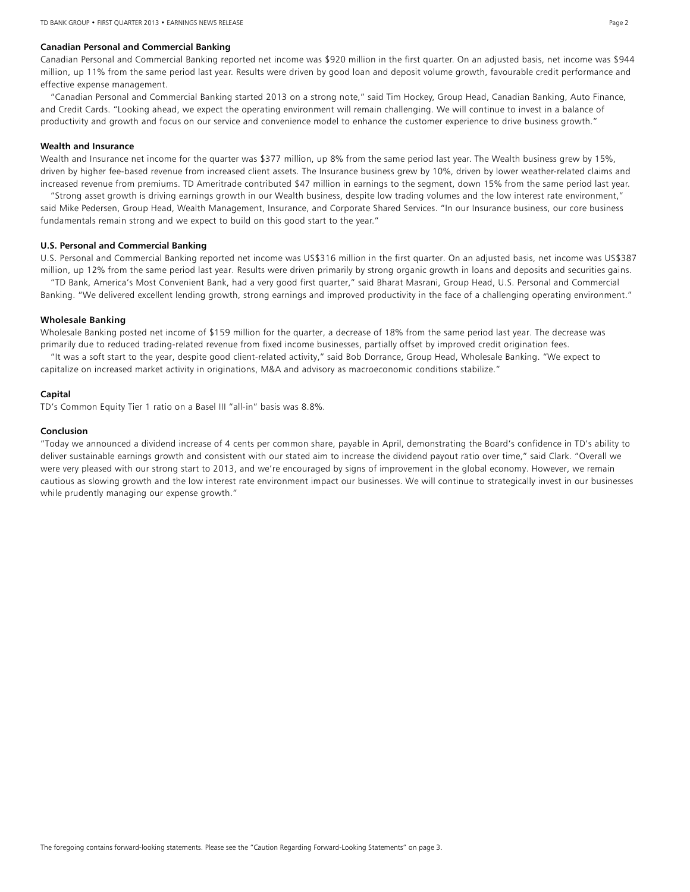### Canadian Personal and Commercial Banking

Canadian Personal and Commercial Banking reported net income was $920 million in the first quarter. On an adjusted basis, net income was $944 million, up 11% from the same period last year. Results were driven by good loan and deposit volume growth, favourable credit performance and effective expense management.

"Canadian Personal and Commercial Banking started 2013 on a strong note," said Tim Hockey, Group Head, Canadian Banking, Auto Finance, and Credit Cards. "Looking ahead, we expect the operating environment will remain challenging. We will continue to invest in a balance of productivity and growth and focus on our service and convenience model to enhance the customer experience to drive business growth."

### Wealth and Insurance

Wealth and Insurance net income for the quarter was $377 million, up 8% from the same period last year. The Wealth business grew by 15%, driven by higher fee-based revenue from increased client assets. The Insurance business grew by 10%, driven by lower weather-related claims and increased revenue from premiums. TD Ameritrade contributed $47 million in earnings to the segment, down 15% from the same period last year.

"Strong asset growth is driving earnings growth in our Wealth business, despite low trading volumes and the low interest rate environment," said Mike Pedersen, Group Head, Wealth Management, Insurance, and Corporate Shared Services. "In our Insurance business, our core business fundamentals remain strong and we expect to build on this good start to the year."

### U.S. Personal and Commercial Banking

U.S. Personal and Commercial Banking reported net income was US$316 million in the first quarter. On an adjusted basis, net income was US$387 million, up 12% from the same period last year. Results were driven primarily by strong organic growth in loans and deposits and securities gains.

"TD Bank, America's Most Convenient Bank, had a very good first quarter," said Bharat Masrani, Group Head, U.S. Personal and Commercial Banking. "We delivered excellent lending growth, strong earnings and improved productivity in the face of a challenging operating environment."

### Wholesale Banking

Wholesale Banking posted net income of $159 million for the quarter, a decrease of 18% from the same period last year. The decrease was primarily due to reduced trading-related revenue from fixed income businesses, partially offset by improved credit origination fees.

"It was a soft start to the year, despite good client-related activity," said Bob Dorrance, Group Head, Wholesale Banking. "We expect to capitalize on increased market activity in originations, M&A and advisory as macroeconomic conditions stabilize."

### Capital

TD's Common Equity Tier 1 ratio on a Basel III "all-in" basis was 8.8%.

### Conclusion

"Today we announced a dividend increase of 4 cents per common share, payable in April, demonstrating the Board's confidence in TD's ability to deliver sustainable earnings growth and consistent with our stated aim to increase the dividend payout ratio over time," said Clark. "Overall we were very pleased with our strong start to 2013, and we're encouraged by signs of improvement in the global economy. However, we remain cautious as slowing growth and the low interest rate environment impact our businesses. We will continue to strategically invest in our businesses while prudently managing our expense growth."

The foregoing contains forward-looking statements. Please see the "Caution Regarding Forward-Looking Statements" on page 3.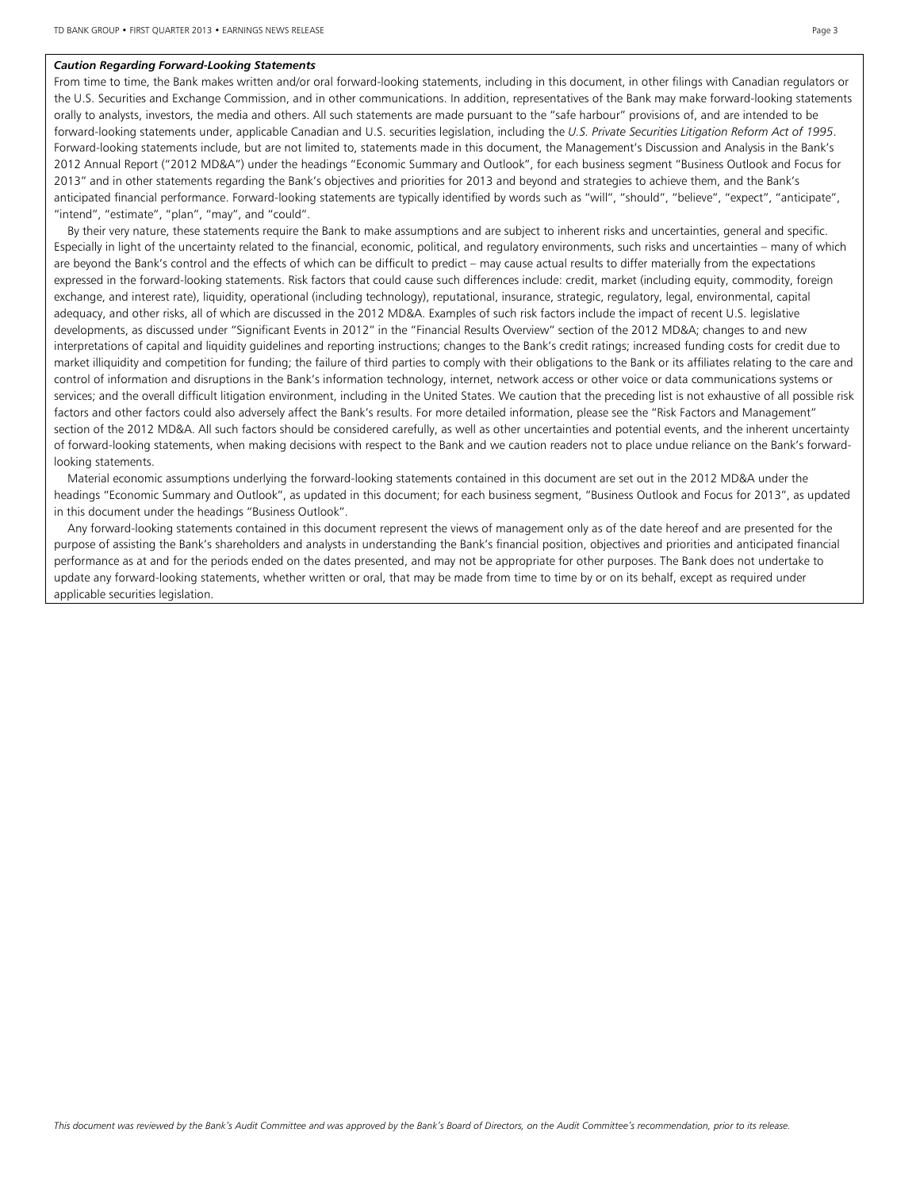***Caution Regarding Forward-Looking Statements***

From time to time, the Bank makes written and/or oral forward-looking statements, including in this document, in other filings with Canadian regulators or the U.S. Securities and Exchange Commission, and in other communications. In addition, representatives of the Bank may make forward-looking statements orally to analysts, investors, the media and others. All such statements are made pursuant to the "safe harbour" provisions of, and are intended to be forward-looking statements under, applicable Canadian and U.S. securities legislation, including the *U.S. Private Securities Litigation Reform Act of 1995*. Forward-looking statements include, but are not limited to, statements made in this document, the Management's Discussion and Analysis in the Bank's 2012 Annual Report ("2012 MD&A") under the headings "Economic Summary and Outlook", for each business segment "Business Outlook and Focus for 2013" and in other statements regarding the Bank's objectives and priorities for 2013 and beyond and strategies to achieve them, and the Bank's anticipated financial performance. Forward-looking statements are typically identified by words such as "will", "should", "believe", "expect", "anticipate", "intend", "estimate", "plan", "may", and "could".

By their very nature, these statements require the Bank to make assumptions and are subject to inherent risks and uncertainties, general and specific. Especially in light of the uncertainty related to the financial, economic, political, and regulatory environments, such risks and uncertainties – many of which are beyond the Bank's control and the effects of which can be difficult to predict – may cause actual results to differ materially from the expectations expressed in the forward-looking statements. Risk factors that could cause such differences include: credit, market (including equity, commodity, foreign exchange, and interest rate), liquidity, operational (including technology), reputational, insurance, strategic, regulatory, legal, environmental, capital adequacy, and other risks, all of which are discussed in the 2012 MD&A. Examples of such risk factors include the impact of recent U.S. legislative developments, as discussed under "Significant Events in 2012" in the "Financial Results Overview" section of the 2012 MD&A; changes to and new interpretations of capital and liquidity guidelines and reporting instructions; changes to the Bank's credit ratings; increased funding costs for credit due to market illiquidity and competition for funding; the failure of third parties to comply with their obligations to the Bank or its affiliates relating to the care and control of information and disruptions in the Bank's information technology, internet, network access or other voice or data communications systems or services; and the overall difficult litigation environment, including in the United States. We caution that the preceding list is not exhaustive of all possible risk factors and other factors could also adversely affect the Bank's results. For more detailed information, please see the "Risk Factors and Management" section of the 2012 MD&A. All such factors should be considered carefully, as well as other uncertainties and potential events, and the inherent uncertainty of forward-looking statements, when making decisions with respect to the Bank and we caution readers not to place undue reliance on the Bank's forward-looking statements.

Material economic assumptions underlying the forward-looking statements contained in this document are set out in the 2012 MD&A under the headings "Economic Summary and Outlook", as updated in this document; for each business segment, "Business Outlook and Focus for 2013", as updated in this document under the headings "Business Outlook".

Any forward-looking statements contained in this document represent the views of management only as of the date hereof and are presented for the purpose of assisting the Bank's shareholders and analysts in understanding the Bank's financial position, objectives and priorities and anticipated financial performance as at and for the periods ended on the dates presented, and may not be appropriate for other purposes. The Bank does not undertake to update any forward-looking statements, whether written or oral, that may be made from time to time by or on its behalf, except as required under applicable securities legislation.

*This document was reviewed by the Bank's Audit Committee and was approved by the Bank's Board of Directors, on the Audit Committee's recommendation, prior to its release.*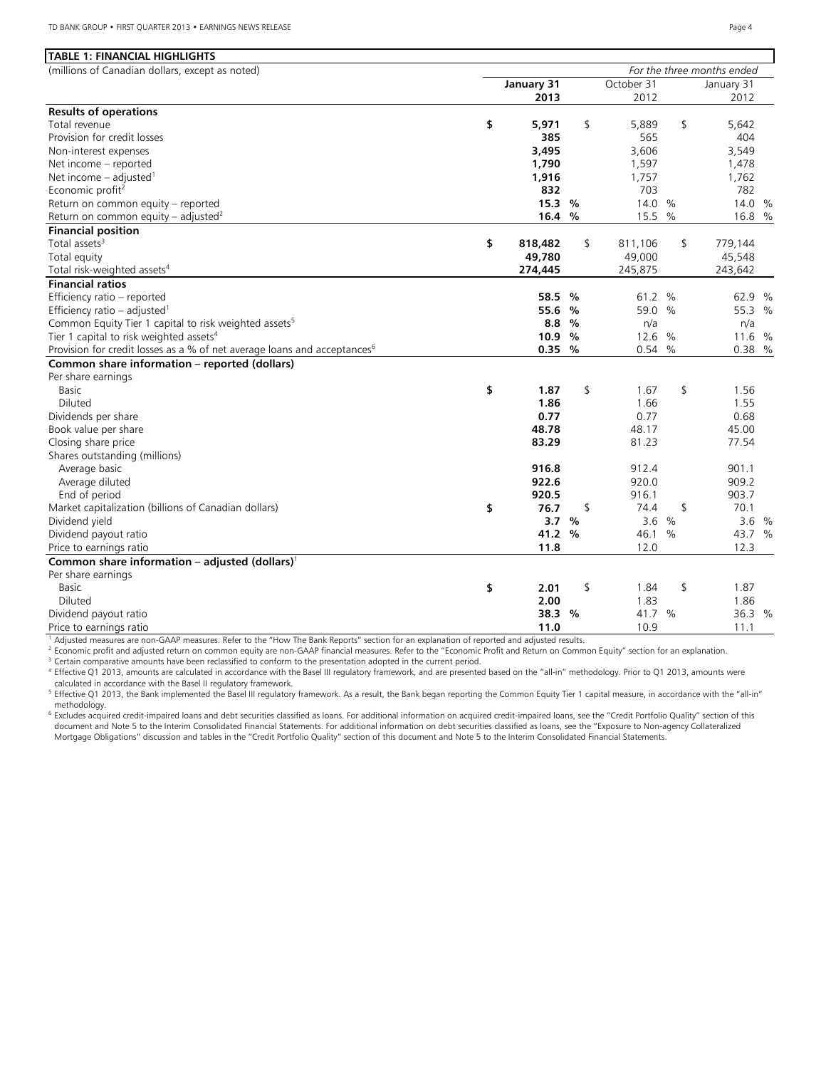**TABLE 1: FINANCIAL HIGHLIGHTS**

| (millions of Canadian dollars, except as noted) | *For the three months ended* | | |
|---|---|---|---|
| | **January 31 2013** | October 31 2012 | January 31 2012 |
| **Results of operations** | | | |
| Total revenue | **$ 5,971** | $ 5,889 | $ 5,642 |
| Provision for credit losses | **385** | 565 | 404 |
| Non-interest expenses | **3,495** | 3,606 | 3,549 |
| Net income – reported | **1,790** | 1,597 | 1,478 |
| Net income – adjusted[1] | **1,916** | 1,757 | 1,762 |
| Economic profit[2] | **832** | 703 | 782 |
| Return on common equity – reported | **15.3 %** | 14.0 % | 14.0 % |
| Return on common equity – adjusted[2] | **16.4 %** | 15.5 % | 16.8 % |
| **Financial position** | | | |
| Total assets[3] | **$ 818,482** | $ 811,106 | $ 779,144 |
| Total equity | **49,780** | 49,000 | 45,548 |
| Total risk-weighted assets[4] | **274,445** | 245,875 | 243,642 |
| **Financial ratios** | | | |
| Efficiency ratio – reported | **58.5 %** | 61.2 % | 62.9 % |
| Efficiency ratio – adjusted[1] | **55.6 %** | 59.0 % | 55.3 % |
| Common Equity Tier 1 capital to risk weighted assets[5] | **8.8 %** | n/a | n/a |
| Tier 1 capital to risk weighted assets[4] | **10.9 %** | 12.6 % | 11.6 % |
| Provision for credit losses as a % of net average loans and acceptances[6] | **0.35 %** | 0.54 % | 0.38 % |
| **Common share information – reported (dollars)** | | | |
| Per share earnings | | | |
| Basic | **$ 1.87** | $ 1.67 | $ 1.56 |
| Diluted | **1.86** | 1.66 | 1.55 |
| Dividends per share | **0.77** | 0.77 | 0.68 |
| Book value per share | **48.78** | 48.17 | 45.00 |
| Closing share price | **83.29** | 81.23 | 77.54 |
| Shares outstanding (millions) | | | |
| Average basic | **916.8** | 912.4 | 901.1 |
| Average diluted | **922.6** | 920.0 | 909.2 |
| End of period | **920.5** | 916.1 | 903.7 |
| Market capitalization (billions of Canadian dollars) | **$ 76.7** | $ 74.4 | $ 70.1 |
| Dividend yield | **3.7 %** | 3.6 % | 3.6 % |
| Dividend payout ratio | **41.2 %** | 46.1 % | 43.7 % |
| Price to earnings ratio | **11.8** | 12.0 | 12.3 |
| **Common share information – adjusted (dollars)**[1] | | | |
| Per share earnings | | | |
| Basic | **$ 2.01** | $ 1.84 | $ 1.87 |
| Diluted | **2.00** | 1.83 | 1.86 |
| Dividend payout ratio | **38.3 %** | 41.7 % | 36.3 % |
| Price to earnings ratio | **11.0** | 10.9 | 11.1 |

[1] Adjusted measures are non-GAAP measures. Refer to the "How The Bank Reports" section for an explanation of reported and adjusted results.

[2] Economic profit and adjusted return on common equity are non-GAAP financial measures. Refer to the "Economic Profit and Return on Common Equity" section for an explanation.

[3] Certain comparative amounts have been reclassified to conform to the presentation adopted in the current period.

[4] Effective Q1 2013, amounts are calculated in accordance with the Basel III regulatory framework, and are presented based on the "all-in" methodology. Prior to Q1 2013, amounts were calculated in accordance with the Basel II regulatory framework.

[5] Effective Q1 2013, the Bank implemented the Basel III regulatory framework. As a result, the Bank began reporting the Common Equity Tier 1 capital measure, in accordance with the "all-in" methodology.

[6] Excludes acquired credit-impaired loans and debt securities classified as loans. For additional information on acquired credit-impaired loans, see the "Credit Portfolio Quality" section of this document and Note 5 to the Interim Consolidated Financial Statements. For additional information on debt securities classified as loans, see the "Exposure to Non-agency Collateralized Mortgage Obligations" discussion and tables in the "Credit Portfolio Quality" section of this document and Note 5 to the Interim Consolidated Financial Statements.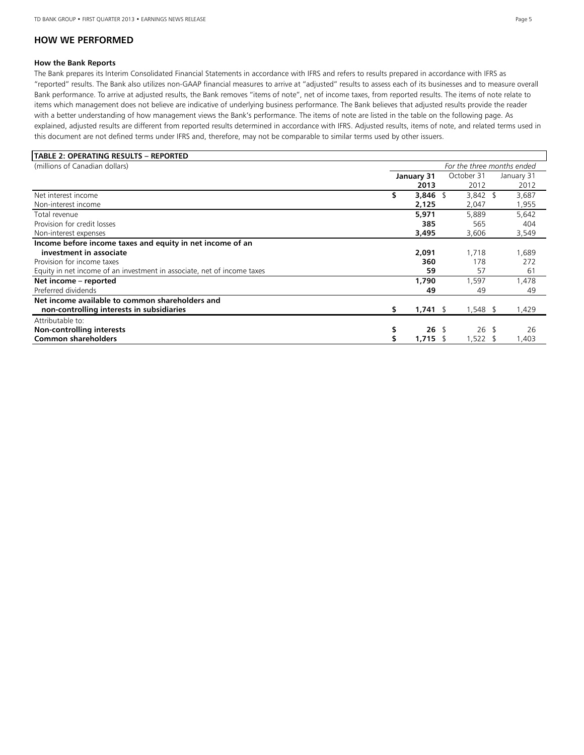## HOW WE PERFORMED

### How the Bank Reports

The Bank prepares its Interim Consolidated Financial Statements in accordance with IFRS and refers to results prepared in accordance with IFRS as "reported" results. The Bank also utilizes non-GAAP financial measures to arrive at "adjusted" results to assess each of its businesses and to measure overall Bank performance. To arrive at adjusted results, the Bank removes "items of note", net of income taxes, from reported results. The items of note relate to items which management does not believe are indicative of underlying business performance. The Bank believes that adjusted results provide the reader with a better understanding of how management views the Bank's performance. The items of note are listed in the table on the following page. As explained, adjusted results are different from reported results determined in accordance with IFRS. Adjusted results, items of note, and related terms used in this document are not defined terms under IFRS and, therefore, may not be comparable to similar terms used by other issuers.

**TABLE 2: OPERATING RESULTS – REPORTED**

| (millions of Canadian dollars) | *For the three months ended* | | |
|---|---|---|---|
| | **January 31 2013** | October 31 2012 | January 31 2012 |
| Net interest income | **$ 3,846** | $ 3,842 | $ 3,687 |
| Non-interest income | **2,125** | 2,047 | 1,955 |
| Total revenue | **5,971** | 5,889 | 5,642 |
| Provision for credit losses | **385** | 565 | 404 |
| Non-interest expenses | **3,495** | 3,606 | 3,549 |
| **Income before income taxes and equity in net income of an investment in associate** | **2,091** | 1,718 | 1,689 |
| Provision for income taxes | **360** | 178 | 272 |
| Equity in net income of an investment in associate, net of income taxes | **59** | 57 | 61 |
| **Net income – reported** | **1,790** | 1,597 | 1,478 |
| Preferred dividends | **49** | 49 | 49 |
| **Net income available to common shareholders and non-controlling interests in subsidiaries** | **$ 1,741** | $ 1,548 | $ 1,429 |
| Attributable to: | | | |
| **Non-controlling interests** | **$ 26** | $ 26 | $ 26 |
| **Common shareholders** | **$ 1,715** | $ 1,522 | $ 1,403 |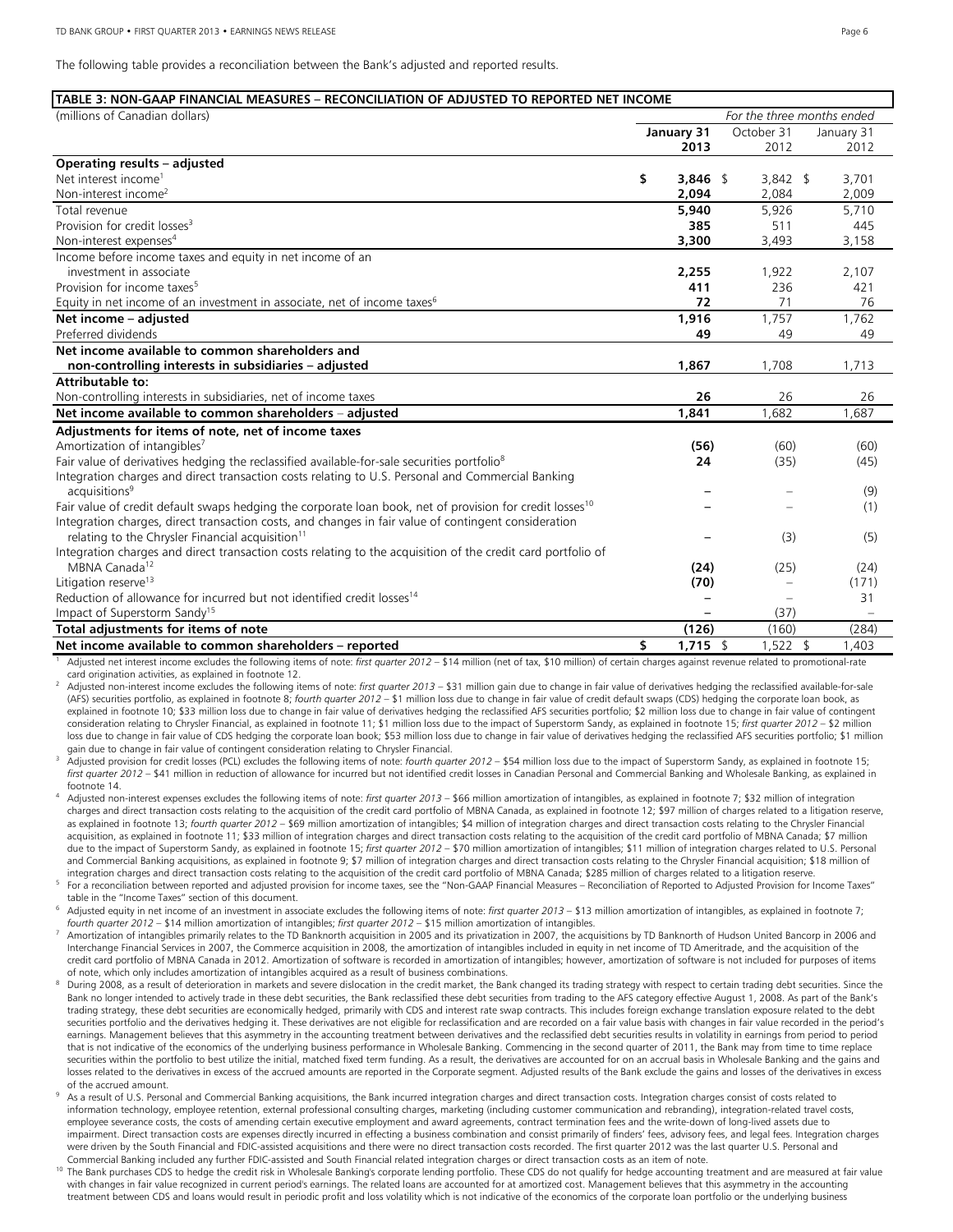The following table provides a reconciliation between the Bank's adjusted and reported results.

**TABLE 3: NON-GAAP FINANCIAL MEASURES – RECONCILIATION OF ADJUSTED TO REPORTED NET INCOME**

| (millions of Canadian dollars) | *For the three months ended* | | |
|---|---|---|---|
| | **January 31 2013** | October 31 2012 | January 31 2012 |
| **Operating results – adjusted** | | | |
| Net interest income[1] | $ **3,846** | $ 3,842 | $ 3,701 |
| Non-interest income[2] | **2,094** | 2,084 | 2,009 |
| Total revenue | **5,940** | 5,926 | 5,710 |
| Provision for credit losses[3] | **385** | 511 | 445 |
| Non-interest expenses[4] | **3,300** | 3,493 | 3,158 |
| Income before income taxes and equity in net income of an investment in associate | **2,255** | 1,922 | 2,107 |
| Provision for income taxes[5] | **411** | 236 | 421 |
| Equity in net income of an investment in associate, net of income taxes[6] | **72** | 71 | 76 |
| **Net income – adjusted** | **1,916** | 1,757 | 1,762 |
| Preferred dividends | **49** | 49 | 49 |
| **Net income available to common shareholders and non-controlling interests in subsidiaries – adjusted** | **1,867** | 1,708 | 1,713 |
| **Attributable to:** | | | |
| Non-controlling interests in subsidiaries, net of income taxes | **26** | 26 | 26 |
| **Net income available to common shareholders – adjusted** | **1,841** | 1,682 | 1,687 |
| **Adjustments for items of note, net of income taxes** | | | |
| Amortization of intangibles[7] | **(56)** | (60) | (60) |
| Fair value of derivatives hedging the reclassified available-for-sale securities portfolio[8] | **24** | (35) | (45) |
| Integration charges and direct transaction costs relating to U.S. Personal and Commercial Banking acquisitions[9] | **–** | – | (9) |
| Fair value of credit default swaps hedging the corporate loan book, net of provision for credit losses[10] | **–** | – | (1) |
| Integration charges, direct transaction costs, and changes in fair value of contingent consideration relating to the Chrysler Financial acquisition[11] | **–** | (3) | (5) |
| Integration charges and direct transaction costs relating to the acquisition of the credit card portfolio of MBNA Canada[12] | **(24)** | (25) | (24) |
| Litigation reserve[13] | **(70)** | – | (171) |
| Reduction of allowance for incurred but not identified credit losses[14] | **–** | – | 31 |
| Impact of Superstorm Sandy[15] | **–** | (37) | – |
| **Total adjustments for items of note** | **(126)** | (160) | (284) |
| **Net income available to common shareholders – reported** | $ **1,715** | $ 1,522 | $ 1,403 |

[1] Adjusted net interest income excludes the following items of note: *first quarter 2012* – $14 million (net of tax, $10 million) of certain charges against revenue related to promotional-rate card origination activities, as explained in footnote 12.

[2] Adjusted non-interest income excludes the following items of note: *first quarter 2013* – $31 million gain due to change in fair value of derivatives hedging the reclassified available-for-sale (AFS) securities portfolio, as explained in footnote 8; *fourth quarter 2012* – $1 million loss due to change in fair value of credit default swaps (CDS) hedging the corporate loan book, as explained in footnote 10; $33 million loss due to change in fair value of derivatives hedging the reclassified AFS securities portfolio; $2 million loss due to change in fair value of contingent consideration relating to Chrysler Financial, as explained in footnote 11; $1 million loss due to the impact of Superstorm Sandy, as explained in footnote 15; *first quarter 2012* – $2 million loss due to change in fair value of CDS hedging the corporate loan book; $53 million loss due to change in fair value of derivatives hedging the reclassified AFS securities portfolio; $1 million gain due to change in fair value of contingent consideration relating to Chrysler Financial.

[3] Adjusted provision for credit losses (PCL) excludes the following items of note: *fourth quarter 2012* – $54 million loss due to the impact of Superstorm Sandy, as explained in footnote 15; *first quarter 2012* – $41 million in reduction of allowance for incurred but not identified credit losses in Canadian Personal and Commercial Banking and Wholesale Banking, as explained in footnote 14.

[4] Adjusted non-interest expenses excludes the following items of note: *first quarter 2013* – $66 million amortization of intangibles, as explained in footnote 7; $32 million of integration charges and direct transaction costs relating to the acquisition of the credit card portfolio of MBNA Canada, as explained in footnote 12; $97 million of charges related to a litigation reserve, as explained in footnote 13; *fourth quarter 2012* – $69 million amortization of intangibles; $4 million of integration charges and direct transaction costs relating to the Chrysler Financial acquisition, as explained in footnote 11; $33 million of integration charges and direct transaction costs relating to the acquisition of the credit card portfolio of MBNA Canada; $7 million due to the impact of Superstorm Sandy, as explained in footnote 15; *first quarter 2012* – $70 million amortization of intangibles; $11 million of integration charges related to U.S. Personal and Commercial Banking acquisitions, as explained in footnote 9; $7 million of integration charges and direct transaction costs relating to the Chrysler Financial acquisition; $18 million of integration charges and direct transaction costs relating to the acquisition of the credit card portfolio of MBNA Canada; $285 million of charges related to a litigation reserve.

[5] For a reconciliation between reported and adjusted provision for income taxes, see the "Non-GAAP Financial Measures – Reconciliation of Reported to Adjusted Provision for Income Taxes" table in the "Income Taxes" section of this document.

[6] Adjusted equity in net income of an investment in associate excludes the following items of note: *first quarter 2013* – $13 million amortization of intangibles, as explained in footnote 7; *fourth quarter 2012* – $14 million amortization of intangibles; *first quarter 2012* – $15 million amortization of intangibles.

[7] Amortization of intangibles primarily relates to the TD Banknorth acquisition in 2005 and its privatization in 2007, the acquisitions by TD Banknorth of Hudson United Bancorp in 2006 and Interchange Financial Services in 2007, the Commerce acquisition in 2008, the amortization of intangibles included in equity in net income of TD Ameritrade, and the acquisition of the credit card portfolio of MBNA Canada in 2012. Amortization of software is recorded in amortization of intangibles; however, amortization of software is not included for purposes of items of note, which only includes amortization of intangibles acquired as a result of business combinations.

[8] During 2008, as a result of deterioration in markets and severe dislocation in the credit market, the Bank changed its trading strategy with respect to certain trading debt securities. Since the Bank no longer intended to actively trade in these debt securities, the Bank reclassified these debt securities from trading to the AFS category effective August 1, 2008. As part of the Bank's trading strategy, these debt securities are economically hedged, primarily with CDS and interest rate swap contracts. This includes foreign exchange translation exposure related to the debt securities portfolio and the derivatives hedging it. These derivatives are not eligible for reclassification and are recorded on a fair value basis with changes in fair value recorded in the period's earnings. Management believes that this asymmetry in the accounting treatment between derivatives and the reclassified debt securities results in volatility in earnings from period to period that is not indicative of the economics of the underlying business performance in Wholesale Banking. Commencing in the second quarter of 2011, the Bank may from time to time replace securities within the portfolio to best utilize the initial, matched fixed term funding. As a result, the derivatives are accounted for on an accrual basis in Wholesale Banking and the gains and losses related to the derivatives in excess of the accrued amounts are reported in the Corporate segment. Adjusted results of the Bank exclude the gains and losses of the derivatives in excess of the accrued amount.

[9] As a result of U.S. Personal and Commercial Banking acquisitions, the Bank incurred integration charges and direct transaction costs. Integration charges consist of costs related to information technology, employee retention, external professional consulting charges, marketing (including customer communication and rebranding), integration-related travel costs, employee severance costs, the costs of amending certain executive employment and award agreements, contract termination fees and the write-down of long-lived assets due to impairment. Direct transaction costs are expenses directly incurred in effecting a business combination and consist primarily of finders' fees, advisory fees, and legal fees. Integration charges were driven by the South Financial and FDIC-assisted acquisitions and there were no direct transaction costs recorded. The first quarter 2012 was the last quarter U.S. Personal and Commercial Banking included any further FDIC-assisted and South Financial related integration charges or direct transaction costs as an item of note.

[10] The Bank purchases CDS to hedge the credit risk in Wholesale Banking's corporate lending portfolio. These CDS do not qualify for hedge accounting treatment and are measured at fair value with changes in fair value recognized in current period's earnings. The related loans are accounted for at amortized cost. Management believes that this asymmetry in the accounting treatment between CDS and loans would result in periodic profit and loss volatility which is not indicative of the economics of the corporate loan portfolio or the underlying business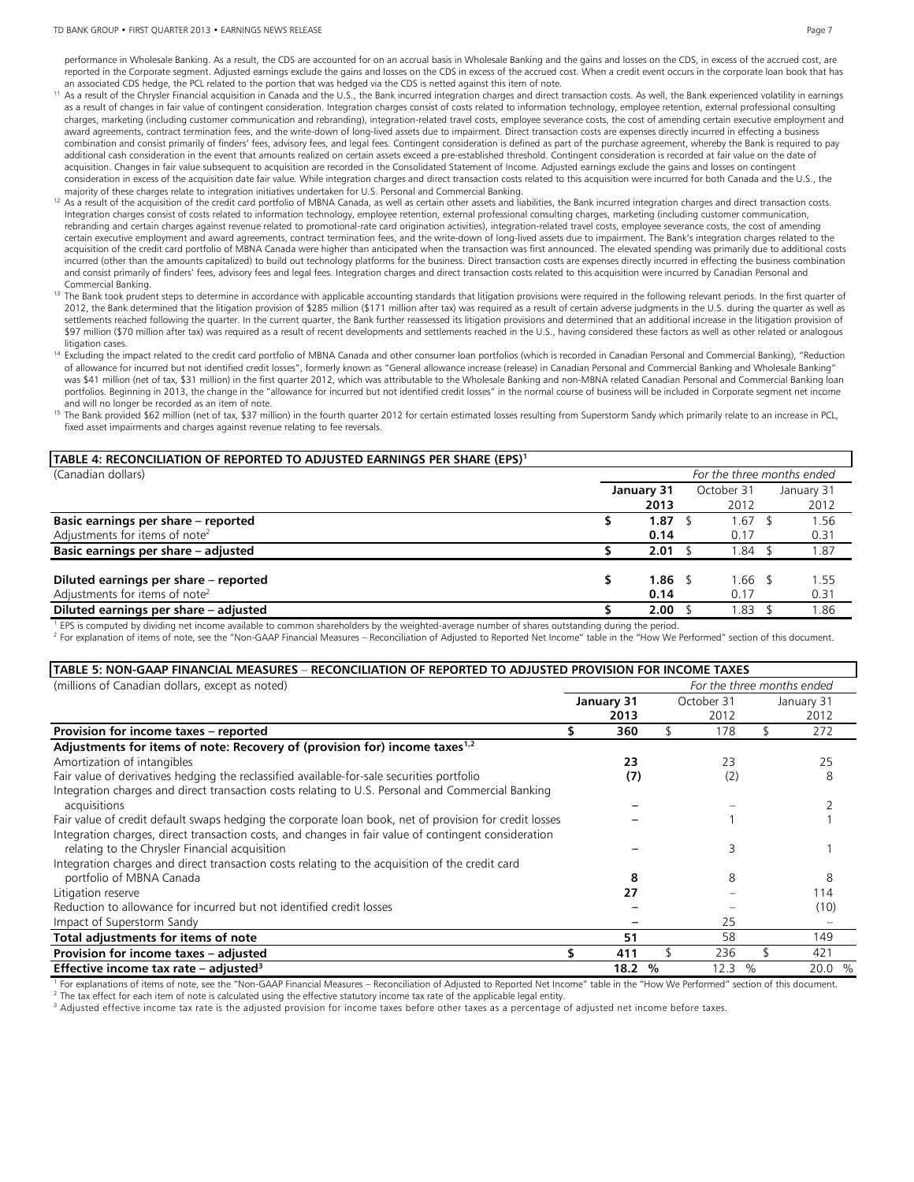performance in Wholesale Banking. As a result, the CDS are accounted for on an accrual basis in Wholesale Banking and the gains and losses on the CDS, in excess of the accrued cost, are reported in the Corporate segment. Adjusted earnings exclude the gains and losses on the CDS in excess of the accrued cost. When a credit event occurs in the corporate loan book that has an associated CDS hedge, the PCL related to the portion that was hedged via the CDS is netted against this item of note.

[11] As a result of the Chrysler Financial acquisition in Canada and the U.S., the Bank incurred integration charges and direct transaction costs. As well, the Bank experienced volatility in earnings as a result of changes in fair value of contingent consideration. Integration charges consist of costs related to information technology, employee retention, external professional consulting charges, marketing (including customer communication and rebranding), integration-related travel costs, employee severance costs, the cost of amending certain executive employment and award agreements, contract termination fees, and the write-down of long-lived assets due to impairment. Direct transaction costs are expenses directly incurred in effecting a business combination and consist primarily of finders' fees, advisory fees, and legal fees. Contingent consideration is defined as part of the purchase agreement, whereby the Bank is required to pay additional cash consideration in the event that amounts realized on certain assets exceed a pre-established threshold. Contingent consideration is recorded at fair value on the date of acquisition. Changes in fair value subsequent to acquisition are recorded in the Consolidated Statement of Income. Adjusted earnings exclude the gains and losses on contingent consideration in excess of the acquisition date fair value. While integration charges and direct transaction costs related to this acquisition were incurred for both Canada and the U.S., the majority of these charges relate to integration initiatives undertaken for U.S. Personal and Commercial Banking.

[12] As a result of the acquisition of the credit card portfolio of MBNA Canada, as well as certain other assets and liabilities, the Bank incurred integration charges and direct transaction costs. Integration charges consist of costs related to information technology, employee retention, external professional consulting charges, marketing (including customer communication, rebranding and certain charges against revenue related to promotional-rate card origination activities), integration-related travel costs, employee severance costs, the cost of amending certain executive employment and award agreements, contract termination fees, and the write-down of long-lived assets due to impairment. The Bank's integration charges related to the acquisition of the credit card portfolio of MBNA Canada were higher than anticipated when the transaction was first announced. The elevated spending was primarily due to additional costs incurred (other than the amounts capitalized) to build out technology platforms for the business. Direct transaction costs are expenses directly incurred in effecting the business combination and consist primarily of finders' fees, advisory fees and legal fees. Integration charges and direct transaction costs related to this acquisition were incurred by Canadian Personal and Commercial Banking.

[13] The Bank took prudent steps to determine in accordance with applicable accounting standards that litigation provisions were required in the following relevant periods. In the first quarter of 2012, the Bank determined that the litigation provision of $285 million ($171 million after tax) was required as a result of certain adverse judgments in the U.S. during the quarter as well as settlements reached following the quarter. In the current quarter, the Bank further reassessed its litigation provisions and determined that an additional increase in the litigation provision of $97 million ($70 million after tax) was required as a result of recent developments and settlements reached in the U.S., having considered these factors as well as other related or analogous litigation cases.

[14] Excluding the impact related to the credit card portfolio of MBNA Canada and other consumer loan portfolios (which is recorded in Canadian Personal and Commercial Banking), "Reduction of allowance for incurred but not identified credit losses", formerly known as "General allowance increase (release) in Canadian Personal and Commercial Banking and Wholesale Banking" was $41 million (net of tax, $31 million) in the first quarter 2012, which was attributable to the Wholesale Banking and non-MBNA related Canadian Personal and Commercial Banking loan portfolios. Beginning in 2013, the change in the "allowance for incurred but not identified credit losses" in the normal course of business will be included in Corporate segment net income and will no longer be recorded as an item of note.

[15] The Bank provided $62 million (net of tax, $37 million) in the fourth quarter 2012 for certain estimated losses resulting from Superstorm Sandy which primarily relate to an increase in PCL, fixed asset impairments and charges against revenue relating to fee reversals.

**TABLE 4: RECONCILIATION OF REPORTED TO ADJUSTED EARNINGS PER SHARE (EPS)[1]**

| (Canadian dollars) | *For the three months ended* | | |
|---|---|---|---|
| | **January 31 2013** | October 31 2012 | January 31 2012 |
| **Basic earnings per share – reported** | **$ 1.87** | $ 1.67 | $ 1.56 |
| Adjustments for items of note[2] | **0.14** | 0.17 | 0.31 |
| **Basic earnings per share – adjusted** | **$ 2.01** | $ 1.84 | $ 1.87 |
| **Diluted earnings per share – reported** | **$ 1.86** | $ 1.66 | $ 1.55 |
| Adjustments for items of note[2] | **0.14** | 0.17 | 0.31 |
| **Diluted earnings per share – adjusted** | **$ 2.00** | $ 1.83 | $ 1.86 |

[1] EPS is computed by dividing net income available to common shareholders by the weighted-average number of shares outstanding during the period.
[2] For explanation of items of note, see the "Non-GAAP Financial Measures – Reconciliation of Adjusted to Reported Net Income" table in the "How We Performed" section of this document.

**TABLE 5: NON-GAAP FINANCIAL MEASURES – RECONCILIATION OF REPORTED TO ADJUSTED PROVISION FOR INCOME TAXES**

| (millions of Canadian dollars, except as noted) | *For the three months ended* | | |
|---|---|---|---|
| | **January 31 2013** | October 31 2012 | January 31 2012 |
| **Provision for income taxes – reported** | **$ 360** | $ 178 | $ 272 |
| **Adjustments for items of note: Recovery of (provision for) income taxes[1,2]** | | | |
| Amortization of intangibles | **23** | 23 | 25 |
| Fair value of derivatives hedging the reclassified available-for-sale securities portfolio | **(7)** | (2) | 8 |
| Integration charges and direct transaction costs relating to U.S. Personal and Commercial Banking acquisitions | **–** | – | 2 |
| Fair value of credit default swaps hedging the corporate loan book, net of provision for credit losses | **–** | 1 | 1 |
| Integration charges, direct transaction costs, and changes in fair value of contingent consideration relating to the Chrysler Financial acquisition | **–** | 3 | 1 |
| Integration charges and direct transaction costs relating to the acquisition of the credit card portfolio of MBNA Canada | **8** | 8 | 8 |
| Litigation reserve | **27** | – | 114 |
| Reduction to allowance for incurred but not identified credit losses | **–** | – | (10) |
| Impact of Superstorm Sandy | **–** | 25 | – |
| **Total adjustments for items of note** | **51** | 58 | 149 |
| **Provision for income taxes – adjusted** | **$ 411** | $ 236 | $ 421 |
| **Effective income tax rate – adjusted[3]** | **18.2 %** | 12.3 % | 20.0 % |

[1] For explanations of items of note, see the "Non-GAAP Financial Measures – Reconciliation of Adjusted to Reported Net Income" table in the "How We Performed" section of this document.
[2] The tax effect for each item of note is calculated using the effective statutory income tax rate of the applicable legal entity.
[3] Adjusted effective income tax rate is the adjusted provision for income taxes before other taxes as a percentage of adjusted net income before taxes.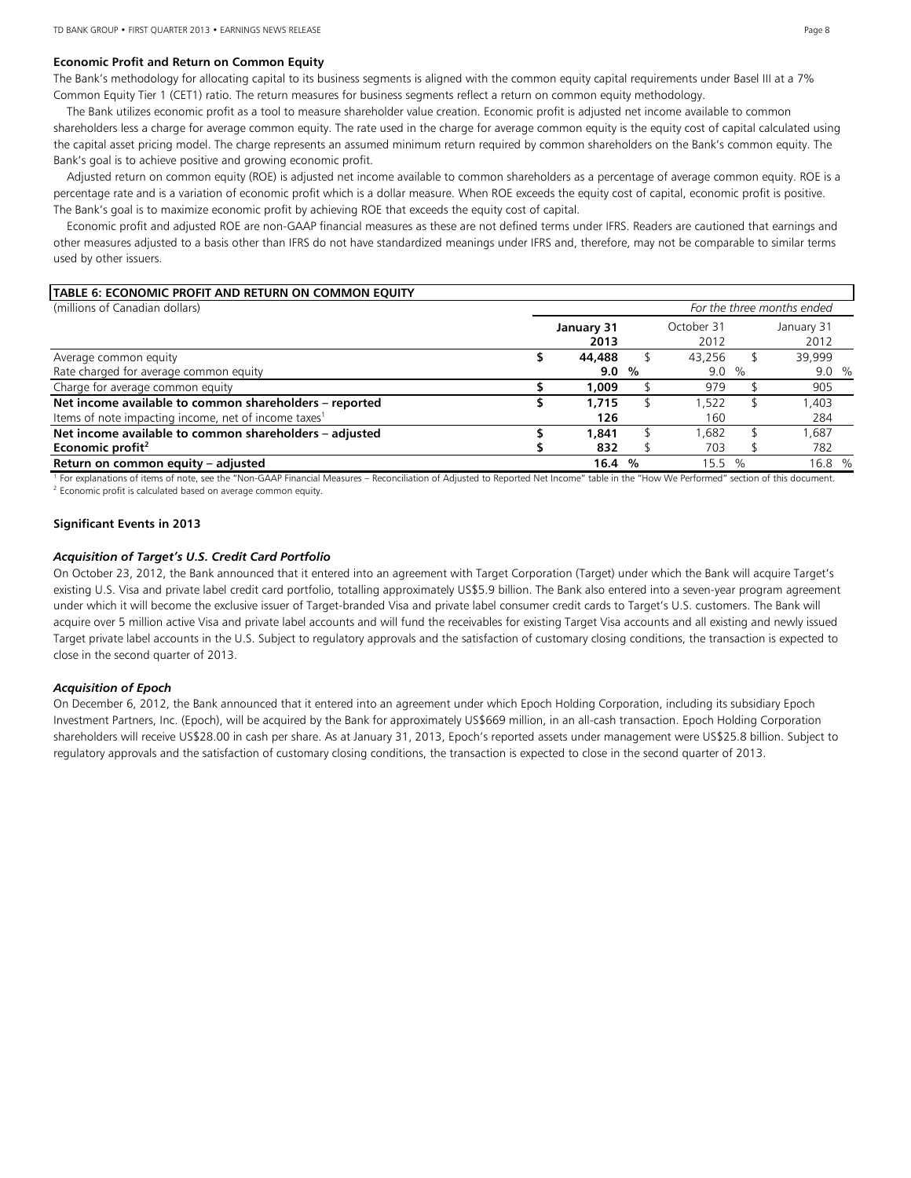### Economic Profit and Return on Common Equity

The Bank's methodology for allocating capital to its business segments is aligned with the common equity capital requirements under Basel III at a 7% Common Equity Tier 1 (CET1) ratio. The return measures for business segments reflect a return on common equity methodology.

The Bank utilizes economic profit as a tool to measure shareholder value creation. Economic profit is adjusted net income available to common shareholders less a charge for average common equity. The rate used in the charge for average common equity is the equity cost of capital calculated using the capital asset pricing model. The charge represents an assumed minimum return required by common shareholders on the Bank's common equity. The Bank's goal is to achieve positive and growing economic profit.

Adjusted return on common equity (ROE) is adjusted net income available to common shareholders as a percentage of average common equity. ROE is a percentage rate and is a variation of economic profit which is a dollar measure. When ROE exceeds the equity cost of capital, economic profit is positive. The Bank's goal is to maximize economic profit by achieving ROE that exceeds the equity cost of capital.

Economic profit and adjusted ROE are non-GAAP financial measures as these are not defined terms under IFRS. Readers are cautioned that earnings and other measures adjusted to a basis other than IFRS do not have standardized meanings under IFRS and, therefore, may not be comparable to similar terms used by other issuers.

**TABLE 6: ECONOMIC PROFIT AND RETURN ON COMMON EQUITY**

| (millions of Canadian dollars) | *For the three months ended* | | |
|---|---|---|---|
| | **January 31 2013** | October 31 2012 | January 31 2012 |
| Average common equity | **$ 44,488** | $ 43,256 | $ 39,999 |
| Rate charged for average common equity | **9.0 %** | 9.0 % | 9.0 % |
| Charge for average common equity | **$ 1,009** | $ 979 | $ 905 |
| **Net income available to common shareholders – reported** | **$ 1,715** | $ 1,522 | $ 1,403 |
| Items of note impacting income, net of income taxes[1] | **126** | 160 | 284 |
| **Net income available to common shareholders – adjusted** | **$ 1,841** | $ 1,682 | $ 1,687 |
| **Economic profit[2]** | **$ 832** | $ 703 | $ 782 |
| **Return on common equity – adjusted** | **16.4 %** | 15.5 % | 16.8 % |

[1] For explanations of items of note, see the "Non-GAAP Financial Measures – Reconciliation of Adjusted to Reported Net Income" table in the "How We Performed" section of this document.
[2] Economic profit is calculated based on average common equity.

### Significant Events in 2013

#### *Acquisition of Target's U.S. Credit Card Portfolio*

On October 23, 2012, the Bank announced that it entered into an agreement with Target Corporation (Target) under which the Bank will acquire Target's existing U.S. Visa and private label credit card portfolio, totalling approximately US$5.9 billion. The Bank also entered into a seven-year program agreement under which it will become the exclusive issuer of Target-branded Visa and private label consumer credit cards to Target's U.S. customers. The Bank will acquire over 5 million active Visa and private label accounts and will fund the receivables for existing Target Visa accounts and all existing and newly issued Target private label accounts in the U.S. Subject to regulatory approvals and the satisfaction of customary closing conditions, the transaction is expected to close in the second quarter of 2013.

#### *Acquisition of Epoch*

On December 6, 2012, the Bank announced that it entered into an agreement under which Epoch Holding Corporation, including its subsidiary Epoch Investment Partners, Inc. (Epoch), will be acquired by the Bank for approximately US$669 million, in an all-cash transaction. Epoch Holding Corporation shareholders will receive US$28.00 in cash per share. As at January 31, 2013, Epoch's reported assets under management were US$25.8 billion. Subject to regulatory approvals and the satisfaction of customary closing conditions, the transaction is expected to close in the second quarter of 2013.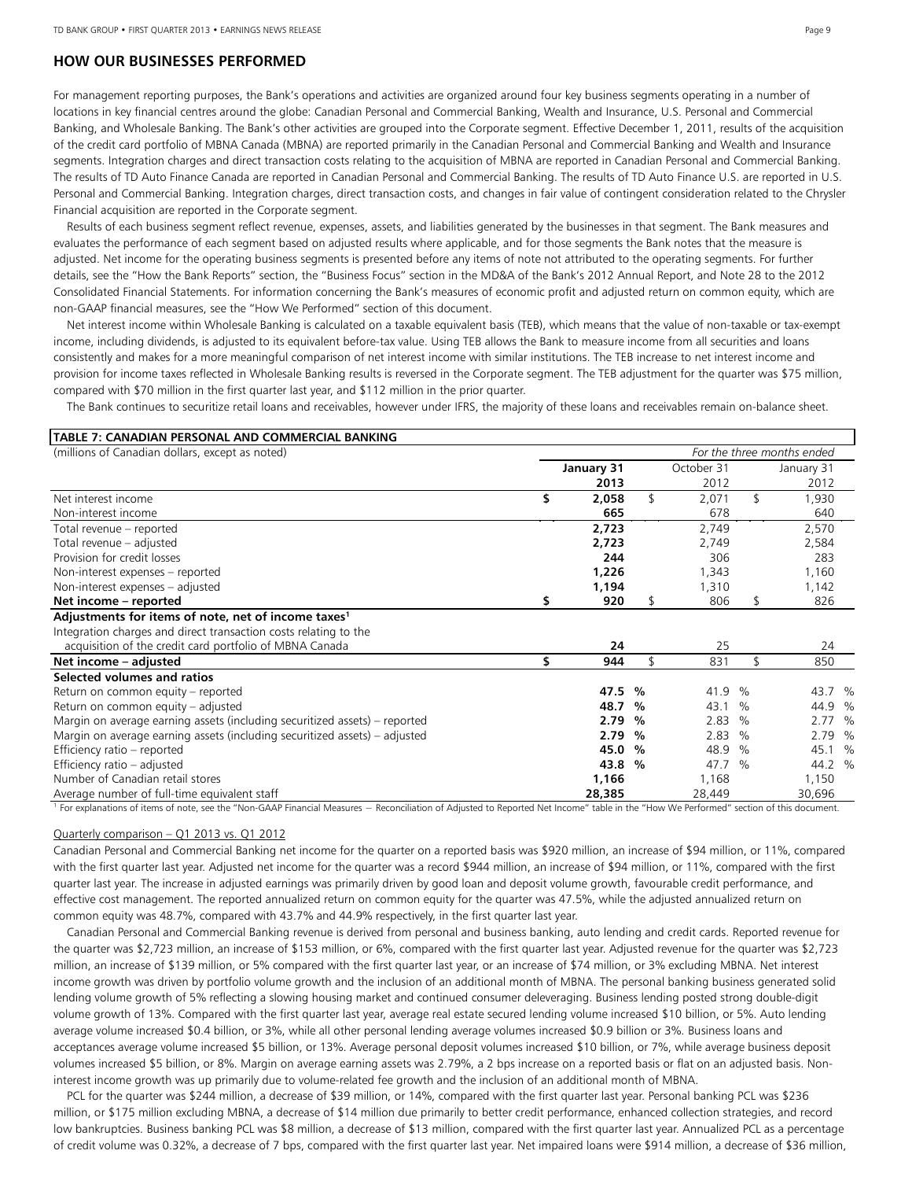## HOW OUR BUSINESSES PERFORMED

For management reporting purposes, the Bank's operations and activities are organized around four key business segments operating in a number of locations in key financial centres around the globe: Canadian Personal and Commercial Banking, Wealth and Insurance, U.S. Personal and Commercial Banking, and Wholesale Banking. The Bank's other activities are grouped into the Corporate segment. Effective December 1, 2011, results of the acquisition of the credit card portfolio of MBNA Canada (MBNA) are reported primarily in the Canadian Personal and Commercial Banking and Wealth and Insurance segments. Integration charges and direct transaction costs relating to the acquisition of MBNA are reported in Canadian Personal and Commercial Banking. The results of TD Auto Finance Canada are reported in Canadian Personal and Commercial Banking. The results of TD Auto Finance U.S. are reported in U.S. Personal and Commercial Banking. Integration charges, direct transaction costs, and changes in fair value of contingent consideration related to the Chrysler Financial acquisition are reported in the Corporate segment.

Results of each business segment reflect revenue, expenses, assets, and liabilities generated by the businesses in that segment. The Bank measures and evaluates the performance of each segment based on adjusted results where applicable, and for those segments the Bank notes that the measure is adjusted. Net income for the operating business segments is presented before any items of note not attributed to the operating segments. For further details, see the "How the Bank Reports" section, the "Business Focus" section in the MD&A of the Bank's 2012 Annual Report, and Note 28 to the 2012 Consolidated Financial Statements. For information concerning the Bank's measures of economic profit and adjusted return on common equity, which are non-GAAP financial measures, see the "How We Performed" section of this document.

Net interest income within Wholesale Banking is calculated on a taxable equivalent basis (TEB), which means that the value of non-taxable or tax-exempt income, including dividends, is adjusted to its equivalent before-tax value. Using TEB allows the Bank to measure income from all securities and loans consistently and makes for a more meaningful comparison of net interest income with similar institutions. The TEB increase to net interest income and provision for income taxes reflected in Wholesale Banking results is reversed in the Corporate segment. The TEB adjustment for the quarter was $75 million, compared with $70 million in the first quarter last year, and $112 million in the prior quarter.

The Bank continues to securitize retail loans and receivables, however under IFRS, the majority of these loans and receivables remain on-balance sheet.

**TABLE 7: CANADIAN PERSONAL AND COMMERCIAL BANKING**

| (millions of Canadian dollars, except as noted) | | | *For the three months ended* |
|---|---|---|---|
| | **January 31 2013** | October 31 2012 | January 31 2012 |
| Net interest income | **$ 2,058** | $ 2,071 | $ 1,930 |
| Non-interest income | **665** | 678 | 640 |
| Total revenue – reported | **2,723** | 2,749 | 2,570 |
| Total revenue – adjusted | **2,723** | 2,749 | 2,584 |
| Provision for credit losses | **244** | 306 | 283 |
| Non-interest expenses – reported | **1,226** | 1,343 | 1,160 |
| Non-interest expenses – adjusted | **1,194** | 1,310 | 1,142 |
| **Net income – reported** | **$ 920** | $ 806 | $ 826 |
| **Adjustments for items of note, net of income taxes**[1] | | | |
| Integration charges and direct transaction costs relating to the acquisition of the credit card portfolio of MBNA Canada | **24** | 25 | 24 |
| **Net income – adjusted** | **$ 944** | $ 831 | $ 850 |
| **Selected volumes and ratios** | | | |
| Return on common equity – reported | **47.5 %** | 41.9 % | 43.7 % |
| Return on common equity – adjusted | **48.7 %** | 43.1 % | 44.9 % |
| Margin on average earning assets (including securitized assets) – reported | **2.79 %** | 2.83 % | 2.77 % |
| Margin on average earning assets (including securitized assets) – adjusted | **2.79 %** | 2.83 % | 2.79 % |
| Efficiency ratio – reported | **45.0 %** | 48.9 % | 45.1 % |
| Efficiency ratio – adjusted | **43.8 %** | 47.7 % | 44.2 % |
| Number of Canadian retail stores | **1,166** | 1,168 | 1,150 |
| Average number of full-time equivalent staff | **28,385** | 28,449 | 30,696 |

[1] For explanations of items of note, see the "Non-GAAP Financial Measures – Reconciliation of Adjusted to Reported Net Income" table in the "How We Performed" section of this document.

Quarterly comparison – Q1 2013 vs. Q1 2012

Canadian Personal and Commercial Banking net income for the quarter on a reported basis was $920 million, an increase of $94 million, or 11%, compared with the first quarter last year. Adjusted net income for the quarter was a record $944 million, an increase of $94 million, or 11%, compared with the first quarter last year. The increase in adjusted earnings was primarily driven by good loan and deposit volume growth, favourable credit performance, and effective cost management. The reported annualized return on common equity for the quarter was 47.5%, while the adjusted annualized return on common equity was 48.7%, compared with 43.7% and 44.9% respectively, in the first quarter last year.

Canadian Personal and Commercial Banking revenue is derived from personal and business banking, auto lending and credit cards. Reported revenue for the quarter was $2,723 million, an increase of $153 million, or 6%, compared with the first quarter last year. Adjusted revenue for the quarter was $2,723 million, an increase of $139 million, or 5% compared with the first quarter last year, or an increase of $74 million, or 3% excluding MBNA. Net interest income growth was driven by portfolio volume growth and the inclusion of an additional month of MBNA. The personal banking business generated solid lending volume growth of 5% reflecting a slowing housing market and continued consumer deleveraging. Business lending posted strong double-digit volume growth of 13%. Compared with the first quarter last year, average real estate secured lending volume increased $10 billion, or 5%. Auto lending average volume increased $0.4 billion, or 3%, while all other personal lending average volumes increased $0.9 billion or 3%. Business loans and acceptances average volume increased $5 billion, or 13%. Average personal deposit volumes increased $10 billion, or 7%, while average business deposit volumes increased $5 billion, or 8%. Margin on average earning assets was 2.79%, a 2 bps increase on a reported basis or flat on an adjusted basis. Non-interest income growth was up primarily due to volume-related fee growth and the inclusion of an additional month of MBNA.

PCL for the quarter was $244 million, a decrease of $39 million, or 14%, compared with the first quarter last year. Personal banking PCL was $236 million, or $175 million excluding MBNA, a decrease of $14 million due primarily to better credit performance, enhanced collection strategies, and record low bankruptcies. Business banking PCL was $8 million, a decrease of $13 million, compared with the first quarter last year. Annualized PCL as a percentage of credit volume was 0.32%, a decrease of 7 bps, compared with the first quarter last year. Net impaired loans were $914 million, a decrease of $36 million,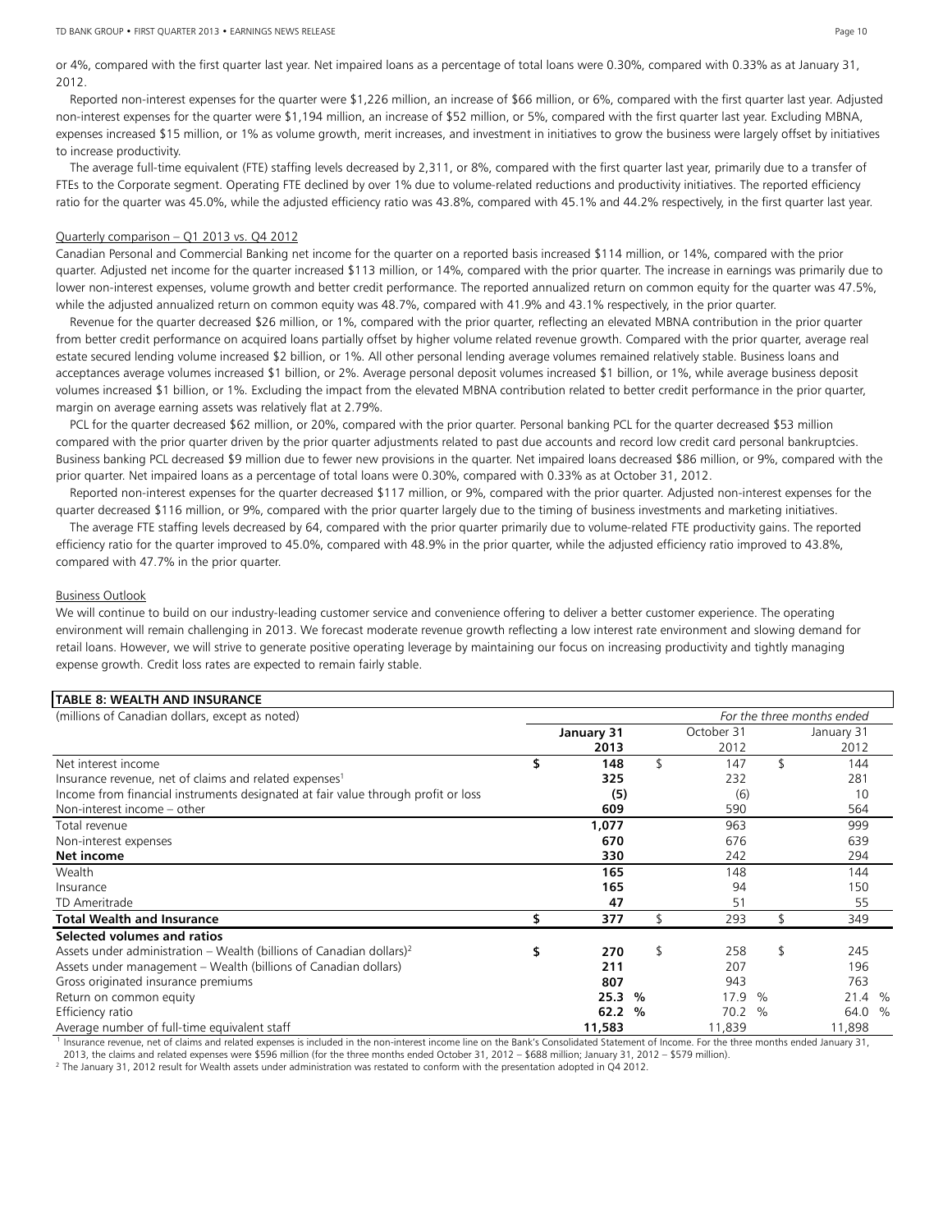or 4%, compared with the first quarter last year. Net impaired loans as a percentage of total loans were 0.30%, compared with 0.33% as at January 31, 2012.

Reported non-interest expenses for the quarter were $1,226 million, an increase of $66 million, or 6%, compared with the first quarter last year. Adjusted non-interest expenses for the quarter were $1,194 million, an increase of $52 million, or 5%, compared with the first quarter last year. Excluding MBNA, expenses increased $15 million, or 1% as volume growth, merit increases, and investment in initiatives to grow the business were largely offset by initiatives to increase productivity.

The average full-time equivalent (FTE) staffing levels decreased by 2,311, or 8%, compared with the first quarter last year, primarily due to a transfer of FTEs to the Corporate segment. Operating FTE declined by over 1% due to volume-related reductions and productivity initiatives. The reported efficiency ratio for the quarter was 45.0%, while the adjusted efficiency ratio was 43.8%, compared with 45.1% and 44.2% respectively, in the first quarter last year.

Quarterly comparison – Q1 2013 vs. Q4 2012

Canadian Personal and Commercial Banking net income for the quarter on a reported basis increased $114 million, or 14%, compared with the prior quarter. Adjusted net income for the quarter increased $113 million, or 14%, compared with the prior quarter. The increase in earnings was primarily due to lower non-interest expenses, volume growth and better credit performance. The reported annualized return on common equity for the quarter was 47.5%, while the adjusted annualized return on common equity was 48.7%, compared with 41.9% and 43.1% respectively, in the prior quarter.

Revenue for the quarter decreased $26 million, or 1%, compared with the prior quarter, reflecting an elevated MBNA contribution in the prior quarter from better credit performance on acquired loans partially offset by higher volume related revenue growth. Compared with the prior quarter, average real estate secured lending volume increased $2 billion, or 1%. All other personal lending average volumes remained relatively stable. Business loans and acceptances average volumes increased $1 billion, or 2%. Average personal deposit volumes increased $1 billion, or 1%, while average business deposit volumes increased $1 billion, or 1%. Excluding the impact from the elevated MBNA contribution related to better credit performance in the prior quarter, margin on average earning assets was relatively flat at 2.79%.

PCL for the quarter decreased $62 million, or 20%, compared with the prior quarter. Personal banking PCL for the quarter decreased $53 million compared with the prior quarter driven by the prior quarter adjustments related to past due accounts and record low credit card personal bankruptcies. Business banking PCL decreased $9 million due to fewer new provisions in the quarter. Net impaired loans decreased $86 million, or 9%, compared with the prior quarter. Net impaired loans as a percentage of total loans were 0.30%, compared with 0.33% as at October 31, 2012.

Reported non-interest expenses for the quarter decreased $117 million, or 9%, compared with the prior quarter. Adjusted non-interest expenses for the quarter decreased $116 million, or 9%, compared with the prior quarter largely due to the timing of business investments and marketing initiatives.

The average FTE staffing levels decreased by 64, compared with the prior quarter primarily due to volume-related FTE productivity gains. The reported efficiency ratio for the quarter improved to 45.0%, compared with 48.9% in the prior quarter, while the adjusted efficiency ratio improved to 43.8%, compared with 47.7% in the prior quarter.

Business Outlook

We will continue to build on our industry-leading customer service and convenience offering to deliver a better customer experience. The operating environment will remain challenging in 2013. We forecast moderate revenue growth reflecting a low interest rate environment and slowing demand for retail loans. However, we will strive to generate positive operating leverage by maintaining our focus on increasing productivity and tightly managing expense growth. Credit loss rates are expected to remain fairly stable.

**TABLE 8: WEALTH AND INSURANCE**

| (millions of Canadian dollars, except as noted) | | | *For the three months ended* |
|---|---|---|---|
| | **January 31 2013** | October 31 2012 | January 31 2012 |
| Net interest income | **$ 148** | $ 147 | $ 144 |
| Insurance revenue, net of claims and related expenses[1] | **325** | 232 | 281 |
| Income from financial instruments designated at fair value through profit or loss | **(5)** | (6) | 10 |
| Non-interest income – other | **609** | 590 | 564 |
| Total revenue | **1,077** | 963 | 999 |
| Non-interest expenses | **670** | 676 | 639 |
| **Net income** | **330** | 242 | 294 |
| Wealth | **165** | 148 | 144 |
| Insurance | **165** | 94 | 150 |
| TD Ameritrade | **47** | 51 | 55 |
| **Total Wealth and Insurance** | **$ 377** | $ 293 | $ 349 |
| **Selected volumes and ratios** | | | |
| Assets under administration – Wealth (billions of Canadian dollars)[2] | **$ 270** | $ 258 | $ 245 |
| Assets under management – Wealth (billions of Canadian dollars) | **211** | 207 | 196 |
| Gross originated insurance premiums | **807** | 943 | 763 |
| Return on common equity | **25.3 %** | 17.9 % | 21.4 % |
| Efficiency ratio | **62.2 %** | 70.2 % | 64.0 % |
| Average number of full-time equivalent staff | **11,583** | 11,839 | 11,898 |

[1] Insurance revenue, net of claims and related expenses is included in the non-interest income line on the Bank's Consolidated Statement of Income. For the three months ended January 31, 2013, the claims and related expenses were $596 million (for the three months ended October 31, 2012 – $688 million; January 31, 2012 – $579 million).

[2] The January 31, 2012 result for Wealth assets under administration was restated to conform with the presentation adopted in Q4 2012.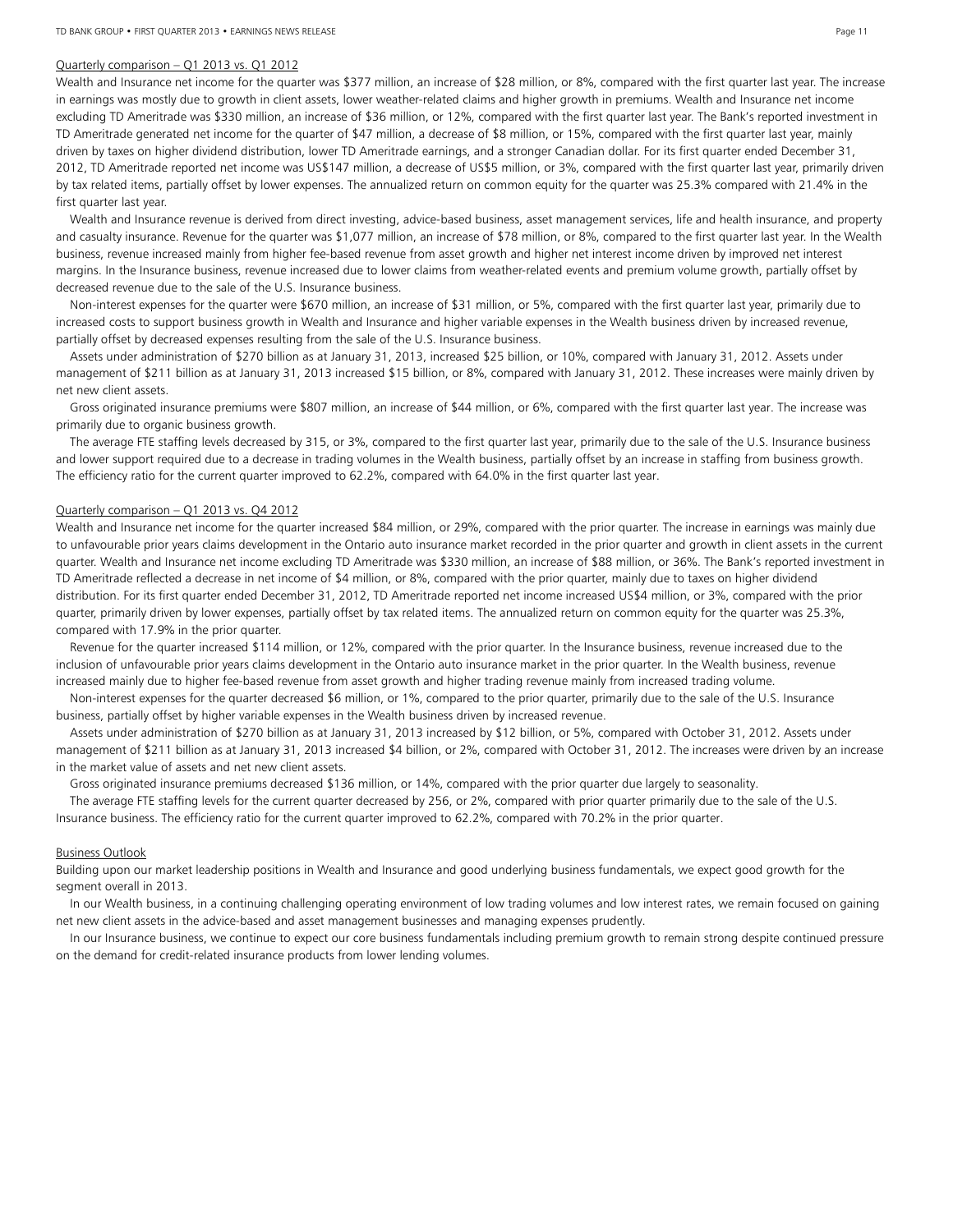Quarterly comparison – Q1 2013 vs. Q1 2012

Wealth and Insurance net income for the quarter was $377 million, an increase of $28 million, or 8%, compared with the first quarter last year. The increase in earnings was mostly due to growth in client assets, lower weather-related claims and higher growth in premiums. Wealth and Insurance net income excluding TD Ameritrade was $330 million, an increase of $36 million, or 12%, compared with the first quarter last year. The Bank's reported investment in TD Ameritrade generated net income for the quarter of $47 million, a decrease of $8 million, or 15%, compared with the first quarter last year, mainly driven by taxes on higher dividend distribution, lower TD Ameritrade earnings, and a stronger Canadian dollar. For its first quarter ended December 31, 2012, TD Ameritrade reported net income was US$147 million, a decrease of US$5 million, or 3%, compared with the first quarter last year, primarily driven by tax related items, partially offset by lower expenses. The annualized return on common equity for the quarter was 25.3% compared with 21.4% in the first quarter last year.

Wealth and Insurance revenue is derived from direct investing, advice-based business, asset management services, life and health insurance, and property and casualty insurance. Revenue for the quarter was $1,077 million, an increase of $78 million, or 8%, compared to the first quarter last year. In the Wealth business, revenue increased mainly from higher fee-based revenue from asset growth and higher net interest income driven by improved net interest margins. In the Insurance business, revenue increased due to lower claims from weather-related events and premium volume growth, partially offset by decreased revenue due to the sale of the U.S. Insurance business.

Non-interest expenses for the quarter were $670 million, an increase of $31 million, or 5%, compared with the first quarter last year, primarily due to increased costs to support business growth in Wealth and Insurance and higher variable expenses in the Wealth business driven by increased revenue, partially offset by decreased expenses resulting from the sale of the U.S. Insurance business.

Assets under administration of $270 billion as at January 31, 2013, increased $25 billion, or 10%, compared with January 31, 2012. Assets under management of $211 billion as at January 31, 2013 increased $15 billion, or 8%, compared with January 31, 2012. These increases were mainly driven by net new client assets.

Gross originated insurance premiums were $807 million, an increase of $44 million, or 6%, compared with the first quarter last year. The increase was primarily due to organic business growth.

The average FTE staffing levels decreased by 315, or 3%, compared to the first quarter last year, primarily due to the sale of the U.S. Insurance business and lower support required due to a decrease in trading volumes in the Wealth business, partially offset by an increase in staffing from business growth. The efficiency ratio for the current quarter improved to 62.2%, compared with 64.0% in the first quarter last year.

Quarterly comparison – Q1 2013 vs. Q4 2012

Wealth and Insurance net income for the quarter increased $84 million, or 29%, compared with the prior quarter. The increase in earnings was mainly due to unfavourable prior years claims development in the Ontario auto insurance market recorded in the prior quarter and growth in client assets in the current quarter. Wealth and Insurance net income excluding TD Ameritrade was $330 million, an increase of $88 million, or 36%. The Bank's reported investment in TD Ameritrade reflected a decrease in net income of $4 million, or 8%, compared with the prior quarter, mainly due to taxes on higher dividend distribution. For its first quarter ended December 31, 2012, TD Ameritrade reported net income increased US$4 million, or 3%, compared with the prior quarter, primarily driven by lower expenses, partially offset by tax related items. The annualized return on common equity for the quarter was 25.3%, compared with 17.9% in the prior quarter.

Revenue for the quarter increased $114 million, or 12%, compared with the prior quarter. In the Insurance business, revenue increased due to the inclusion of unfavourable prior years claims development in the Ontario auto insurance market in the prior quarter. In the Wealth business, revenue increased mainly due to higher fee-based revenue from asset growth and higher trading revenue mainly from increased trading volume.

Non-interest expenses for the quarter decreased $6 million, or 1%, compared to the prior quarter, primarily due to the sale of the U.S. Insurance business, partially offset by higher variable expenses in the Wealth business driven by increased revenue.

Assets under administration of $270 billion as at January 31, 2013 increased by $12 billion, or 5%, compared with October 31, 2012. Assets under management of $211 billion as at January 31, 2013 increased $4 billion, or 2%, compared with October 31, 2012. The increases were driven by an increase in the market value of assets and net new client assets.

Gross originated insurance premiums decreased $136 million, or 14%, compared with the prior quarter due largely to seasonality.

The average FTE staffing levels for the current quarter decreased by 256, or 2%, compared with prior quarter primarily due to the sale of the U.S. Insurance business. The efficiency ratio for the current quarter improved to 62.2%, compared with 70.2% in the prior quarter.

Business Outlook

Building upon our market leadership positions in Wealth and Insurance and good underlying business fundamentals, we expect good growth for the segment overall in 2013.

In our Wealth business, in a continuing challenging operating environment of low trading volumes and low interest rates, we remain focused on gaining net new client assets in the advice-based and asset management businesses and managing expenses prudently.

In our Insurance business, we continue to expect our core business fundamentals including premium growth to remain strong despite continued pressure on the demand for credit-related insurance products from lower lending volumes.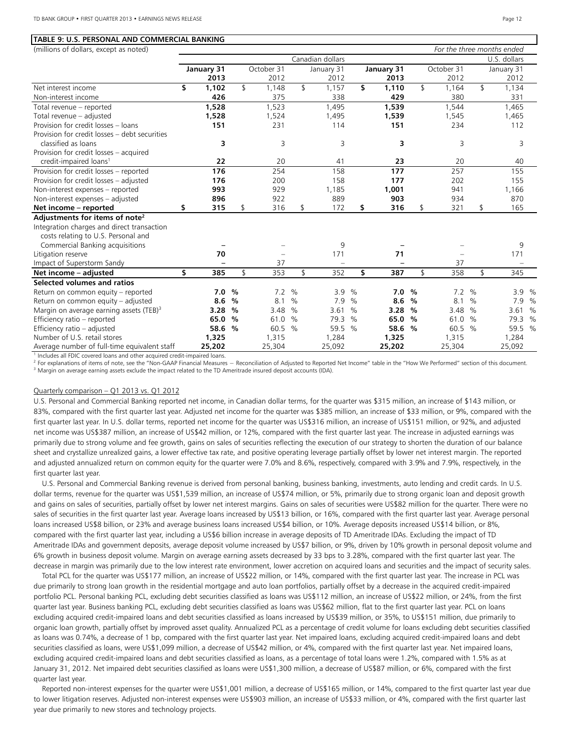**TABLE 9: U.S. PERSONAL AND COMMERCIAL BANKING**

| (millions of dollars, except as noted) | *For the three months ended* | | | | | |
|---|---|---|---|---|---|---|
| | Canadian dollars | | | U.S. dollars | | |
| | **January 31 2013** | October 31 2012 | January 31 2012 | **January 31 2013** | October 31 2012 | January 31 2012 |
| Net interest income | **$ 1,102** | $ 1,148 | $ 1,157 | **$ 1,110** | $ 1,164 | $ 1,134 |
| Non-interest income | **426** | 375 | 338 | **429** | 380 | 331 |
| Total revenue – reported | **1,528** | 1,523 | 1,495 | **1,539** | 1,544 | 1,465 |
| Total revenue – adjusted | **1,528** | 1,524 | 1,495 | **1,539** | 1,545 | 1,465 |
| Provision for credit losses – loans | **151** | 231 | 114 | **151** | 234 | 112 |
| Provision for credit losses – debt securities classified as loans | **3** | 3 | 3 | **3** | 3 | 3 |
| Provision for credit losses – acquired credit-impaired loans[1] | **22** | 20 | 41 | **23** | 20 | 40 |
| Provision for credit losses – reported | **176** | 254 | 158 | **177** | 257 | 155 |
| Provision for credit losses – adjusted | **176** | 200 | 158 | **177** | 202 | 155 |
| Non-interest expenses – reported | **993** | 929 | 1,185 | **1,001** | 941 | 1,166 |
| Non-interest expenses – adjusted | **896** | 922 | 889 | **903** | 934 | 870 |
| **Net income – reported** | **$ 315** | $ 316 | $ 172 | **$ 316** | $ 321 | $ 165 |
| **Adjustments for items of note[2]** | | | | | | |
| Integration charges and direct transaction costs relating to U.S. Personal and Commercial Banking acquisitions | **–** | – | 9 | **–** | – | 9 |
| Litigation reserve | **70** | – | 171 | **71** | – | 171 |
| Impact of Superstorm Sandy | **–** | 37 | – | **–** | 37 | – |
| **Net income – adjusted** | **$ 385** | $ 353 | $ 352 | **$ 387** | $ 358 | $ 345 |
| **Selected volumes and ratios** | | | | | | |
| Return on common equity – reported | **7.0 %** | 7.2 % | 3.9 % | **7.0 %** | 7.2 % | 3.9 % |
| Return on common equity – adjusted | **8.6 %** | 8.1 % | 7.9 % | **8.6 %** | 8.1 % | 7.9 % |
| Margin on average earning assets (TEB)[3] | **3.28 %** | 3.48 % | 3.61 % | **3.28 %** | 3.48 % | 3.61 % |
| Efficiency ratio – reported | **65.0 %** | 61.0 % | 79.3 % | **65.0 %** | 61.0 % | 79.3 % |
| Efficiency ratio – adjusted | **58.6 %** | 60.5 % | 59.5 % | **58.6 %** | 60.5 % | 59.5 % |
| Number of U.S. retail stores | **1,325** | 1,315 | 1,284 | **1,325** | 1,315 | 1,284 |
| Average number of full-time equivalent staff | **25,202** | 25,304 | 25,092 | **25,202** | 25,304 | 25,092 |

[1] Includes all FDIC covered loans and other acquired credit-impaired loans.
[2] For explanations of items of note, see the "Non-GAAP Financial Measures – Reconciliation of Adjusted to Reported Net Income" table in the "How We Performed" section of this document.
[3] Margin on average earning assets exclude the impact related to the TD Ameritrade insured deposit accounts (IDA).

Quarterly comparison – Q1 2013 vs. Q1 2012

U.S. Personal and Commercial Banking reported net income, in Canadian dollar terms, for the quarter was $315 million, an increase of $143 million, or 83%, compared with the first quarter last year. Adjusted net income for the quarter was $385 million, an increase of $33 million, or 9%, compared with the first quarter last year. In U.S. dollar terms, reported net income for the quarter was US$316 million, an increase of US$151 million, or 92%, and adjusted net income was US$387 million, an increase of US$42 million, or 12%, compared with the first quarter last year. The increase in adjusted earnings was primarily due to strong volume and fee growth, gains on sales of securities reflecting the execution of our strategy to shorten the duration of our balance sheet and crystallize unrealized gains, a lower effective tax rate, and positive operating leverage partially offset by lower net interest margin. The reported and adjusted annualized return on common equity for the quarter were 7.0% and 8.6%, respectively, compared with 3.9% and 7.9%, respectively, in the first quarter last year.

U.S. Personal and Commercial Banking revenue is derived from personal banking, business banking, investments, auto lending and credit cards. In U.S. dollar terms, revenue for the quarter was US$1,539 million, an increase of US$74 million, or 5%, primarily due to strong organic loan and deposit growth and gains on sales of securities, partially offset by lower net interest margins. Gains on sales of securities were US$82 million for the quarter. There were no sales of securities in the first quarter last year. Average loans increased by US$13 billion, or 16%, compared with the first quarter last year. Average personal loans increased US$8 billion, or 23% and average business loans increased US$4 billion, or 10%. Average deposits increased US$14 billion, or 8%, compared with the first quarter last year, including a US$6 billion increase in average deposits of TD Ameritrade IDAs. Excluding the impact of TD Ameritrade IDAs and government deposits, average deposit volume increased by US$7 billion, or 9%, driven by 10% growth in personal deposit volume and 6% growth in business deposit volume. Margin on average earning assets decreased by 33 bps to 3.28%, compared with the first quarter last year. The decrease in margin was primarily due to the low interest rate environment, lower accretion on acquired loans and securities and the impact of security sales.

Total PCL for the quarter was US$177 million, an increase of US$22 million, or 14%, compared with the first quarter last year. The increase in PCL was due primarily to strong loan growth in the residential mortgage and auto loan portfolios, partially offset by a decrease in the acquired credit-impaired portfolio PCL. Personal banking PCL, excluding debt securities classified as loans was US$112 million, an increase of US$22 million, or 24%, from the first quarter last year. Business banking PCL, excluding debt securities classified as loans was US$62 million, flat to the first quarter last year. PCL on loans excluding acquired credit-impaired loans and debt securities classified as loans increased by US$39 million, or 35%, to US$151 million, due primarily to organic loan growth, partially offset by improved asset quality. Annualized PCL as a percentage of credit volume for loans excluding debt securities classified as loans was 0.74%, a decrease of 1 bp, compared with the first quarter last year. Net impaired loans, excluding acquired credit-impaired loans and debt securities classified as loans, were US$1,099 million, a decrease of US$42 million, or 4%, compared with the first quarter last year. Net impaired loans, excluding acquired credit-impaired loans and debt securities classified as loans, as a percentage of total loans were 1.2%, compared with 1.5% as at January 31, 2012. Net impaired debt securities classified as loans were US$1,300 million, a decrease of US$87 million, or 6%, compared with the first quarter last year.

Reported non-interest expenses for the quarter were US$1,001 million, a decrease of US$165 million, or 14%, compared to the first quarter last year due to lower litigation reserves. Adjusted non-interest expenses were US$903 million, an increase of US$33 million, or 4%, compared with the first quarter last year due primarily to new stores and technology projects.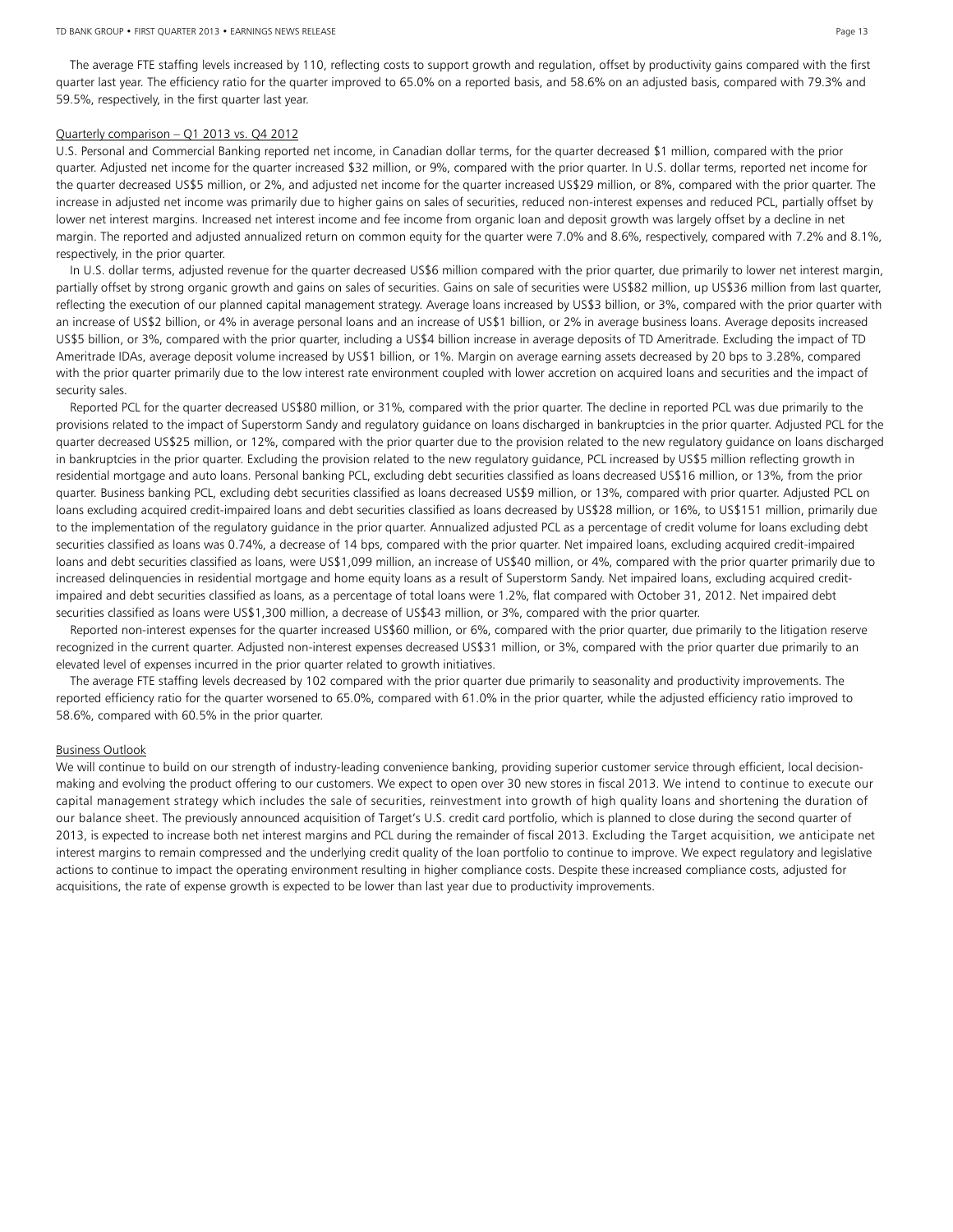The average FTE staffing levels increased by 110, reflecting costs to support growth and regulation, offset by productivity gains compared with the first quarter last year. The efficiency ratio for the quarter improved to 65.0% on a reported basis, and 58.6% on an adjusted basis, compared with 79.3% and 59.5%, respectively, in the first quarter last year.

Quarterly comparison – Q1 2013 vs. Q4 2012

U.S. Personal and Commercial Banking reported net income, in Canadian dollar terms, for the quarter decreased $1 million, compared with the prior quarter. Adjusted net income for the quarter increased $32 million, or 9%, compared with the prior quarter. In U.S. dollar terms, reported net income for the quarter decreased US$5 million, or 2%, and adjusted net income for the quarter increased US$29 million, or 8%, compared with the prior quarter. The increase in adjusted net income was primarily due to higher gains on sales of securities, reduced non-interest expenses and reduced PCL, partially offset by lower net interest margins. Increased net interest income and fee income from organic loan and deposit growth was largely offset by a decline in net margin. The reported and adjusted annualized return on common equity for the quarter were 7.0% and 8.6%, respectively, compared with 7.2% and 8.1%, respectively, in the prior quarter.

In U.S. dollar terms, adjusted revenue for the quarter decreased US$6 million compared with the prior quarter, due primarily to lower net interest margin, partially offset by strong organic growth and gains on sales of securities. Gains on sale of securities were US$82 million, up US$36 million from last quarter, reflecting the execution of our planned capital management strategy. Average loans increased by US$3 billion, or 3%, compared with the prior quarter with an increase of US$2 billion, or 4% in average personal loans and an increase of US$1 billion, or 2% in average business loans. Average deposits increased US$5 billion, or 3%, compared with the prior quarter, including a US$4 billion increase in average deposits of TD Ameritrade. Excluding the impact of TD Ameritrade IDAs, average deposit volume increased by US$1 billion, or 1%. Margin on average earning assets decreased by 20 bps to 3.28%, compared with the prior quarter primarily due to the low interest rate environment coupled with lower accretion on acquired loans and securities and the impact of security sales.

Reported PCL for the quarter decreased US$80 million, or 31%, compared with the prior quarter. The decline in reported PCL was due primarily to the provisions related to the impact of Superstorm Sandy and regulatory guidance on loans discharged in bankruptcies in the prior quarter. Adjusted PCL for the quarter decreased US$25 million, or 12%, compared with the prior quarter due to the provision related to the new regulatory guidance on loans discharged in bankruptcies in the prior quarter. Excluding the provision related to the new regulatory guidance, PCL increased by US$5 million reflecting growth in residential mortgage and auto loans. Personal banking PCL, excluding debt securities classified as loans decreased US$16 million, or 13%, from the prior quarter. Business banking PCL, excluding debt securities classified as loans decreased US$9 million, or 13%, compared with prior quarter. Adjusted PCL on loans excluding acquired credit-impaired loans and debt securities classified as loans decreased by US$28 million, or 16%, to US$151 million, primarily due to the implementation of the regulatory guidance in the prior quarter. Annualized adjusted PCL as a percentage of credit volume for loans excluding debt securities classified as loans was 0.74%, a decrease of 14 bps, compared with the prior quarter. Net impaired loans, excluding acquired credit-impaired loans and debt securities classified as loans, were US$1,099 million, an increase of US$40 million, or 4%, compared with the prior quarter primarily due to increased delinquencies in residential mortgage and home equity loans as a result of Superstorm Sandy. Net impaired loans, excluding acquired credit-impaired and debt securities classified as loans, as a percentage of total loans were 1.2%, flat compared with October 31, 2012. Net impaired debt securities classified as loans were US$1,300 million, a decrease of US$43 million, or 3%, compared with the prior quarter.

Reported non-interest expenses for the quarter increased US$60 million, or 6%, compared with the prior quarter, due primarily to the litigation reserve recognized in the current quarter. Adjusted non-interest expenses decreased US$31 million, or 3%, compared with the prior quarter due primarily to an elevated level of expenses incurred in the prior quarter related to growth initiatives.

The average FTE staffing levels decreased by 102 compared with the prior quarter due primarily to seasonality and productivity improvements. The reported efficiency ratio for the quarter worsened to 65.0%, compared with 61.0% in the prior quarter, while the adjusted efficiency ratio improved to 58.6%, compared with 60.5% in the prior quarter.

Business Outlook

We will continue to build on our strength of industry-leading convenience banking, providing superior customer service through efficient, local decision-making and evolving the product offering to our customers. We expect to open over 30 new stores in fiscal 2013. We intend to continue to execute our capital management strategy which includes the sale of securities, reinvestment into growth of high quality loans and shortening the duration of our balance sheet. The previously announced acquisition of Target's U.S. credit card portfolio, which is planned to close during the second quarter of 2013, is expected to increase both net interest margins and PCL during the remainder of fiscal 2013. Excluding the Target acquisition, we anticipate net interest margins to remain compressed and the underlying credit quality of the loan portfolio to continue to improve. We expect regulatory and legislative actions to continue to impact the operating environment resulting in higher compliance costs. Despite these increased compliance costs, adjusted for acquisitions, the rate of expense growth is expected to be lower than last year due to productivity improvements.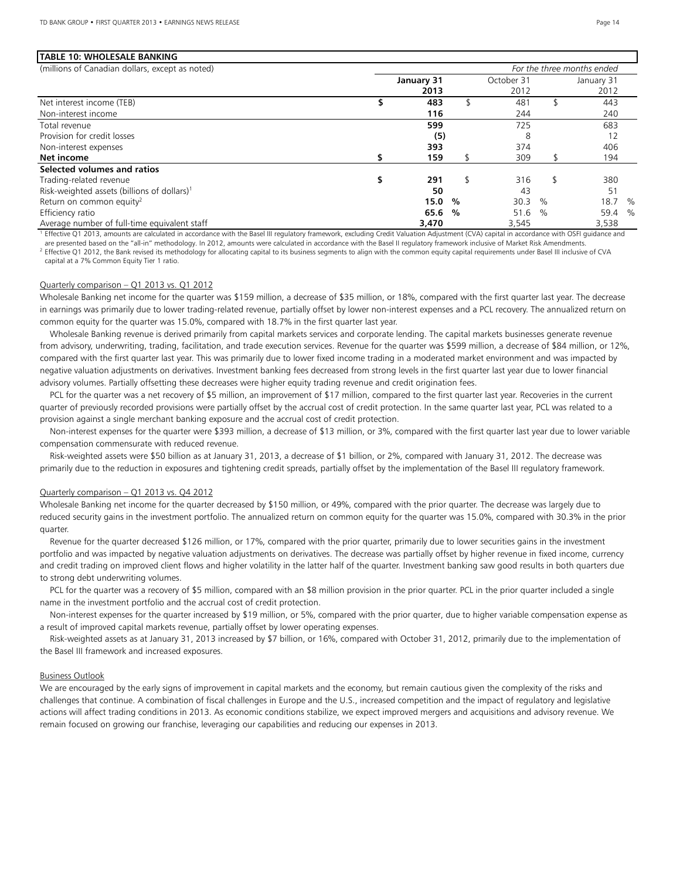**TABLE 10: WHOLESALE BANKING**

| (millions of Canadian dollars, except as noted) | | | *For the three months ended* |
|---|---|---|---|
| | **January 31 2013** | October 31 2012 | January 31 2012 |
| Net interest income (TEB) | **$ 483** | $ 481 | $ 443 |
| Non-interest income | **116** | 244 | 240 |
| Total revenue | **599** | 725 | 683 |
| Provision for credit losses | **(5)** | 8 | 12 |
| Non-interest expenses | **393** | 374 | 406 |
| **Net income** | **$ 159** | $ 309 | $ 194 |
| **Selected volumes and ratios** | | | |
| Trading-related revenue | **$ 291** | $ 316 | $ 380 |
| Risk-weighted assets (billions of dollars)[1] | **50** | 43 | 51 |
| Return on common equity[2] | **15.0 %** | 30.3 % | 18.7 % |
| Efficiency ratio | **65.6 %** | 51.6 % | 59.4 % |
| Average number of full-time equivalent staff | **3,470** | 3,545 | 3,538 |

[1] Effective Q1 2013, amounts are calculated in accordance with the Basel III regulatory framework, excluding Credit Valuation Adjustment (CVA) capital in accordance with OSFI guidance and are presented based on the "all-in" methodology. In 2012, amounts were calculated in accordance with the Basel II regulatory framework inclusive of Market Risk Amendments.

[2] Effective Q1 2012, the Bank revised its methodology for allocating capital to its business segments to align with the common equity capital requirements under Basel III inclusive of CVA capital at a 7% Common Equity Tier 1 ratio.

Quarterly comparison – Q1 2013 vs. Q1 2012

Wholesale Banking net income for the quarter was $159 million, a decrease of $35 million, or 18%, compared with the first quarter last year. The decrease in earnings was primarily due to lower trading-related revenue, partially offset by lower non-interest expenses and a PCL recovery. The annualized return on common equity for the quarter was 15.0%, compared with 18.7% in the first quarter last year.

Wholesale Banking revenue is derived primarily from capital markets services and corporate lending. The capital markets businesses generate revenue from advisory, underwriting, trading, facilitation, and trade execution services. Revenue for the quarter was $599 million, a decrease of $84 million, or 12%, compared with the first quarter last year. This was primarily due to lower fixed income trading in a moderated market environment and was impacted by negative valuation adjustments on derivatives. Investment banking fees decreased from strong levels in the first quarter last year due to lower financial advisory volumes. Partially offsetting these decreases were higher equity trading revenue and credit origination fees.

PCL for the quarter was a net recovery of $5 million, an improvement of $17 million, compared to the first quarter last year. Recoveries in the current quarter of previously recorded provisions were partially offset by the accrual cost of credit protection. In the same quarter last year, PCL was related to a provision against a single merchant banking exposure and the accrual cost of credit protection.

Non-interest expenses for the quarter were $393 million, a decrease of $13 million, or 3%, compared with the first quarter last year due to lower variable compensation commensurate with reduced revenue.

Risk-weighted assets were $50 billion as at January 31, 2013, a decrease of $1 billion, or 2%, compared with January 31, 2012. The decrease was primarily due to the reduction in exposures and tightening credit spreads, partially offset by the implementation of the Basel III regulatory framework.

Quarterly comparison – Q1 2013 vs. Q4 2012

Wholesale Banking net income for the quarter decreased by $150 million, or 49%, compared with the prior quarter. The decrease was largely due to reduced security gains in the investment portfolio. The annualized return on common equity for the quarter was 15.0%, compared with 30.3% in the prior quarter.

Revenue for the quarter decreased $126 million, or 17%, compared with the prior quarter, primarily due to lower securities gains in the investment portfolio and was impacted by negative valuation adjustments on derivatives. The decrease was partially offset by higher revenue in fixed income, currency and credit trading on improved client flows and higher volatility in the latter half of the quarter. Investment banking saw good results in both quarters due to strong debt underwriting volumes.

PCL for the quarter was a recovery of $5 million, compared with an $8 million provision in the prior quarter. PCL in the prior quarter included a single name in the investment portfolio and the accrual cost of credit protection.

Non-interest expenses for the quarter increased by $19 million, or 5%, compared with the prior quarter, due to higher variable compensation expense as a result of improved capital markets revenue, partially offset by lower operating expenses.

Risk-weighted assets as at January 31, 2013 increased by $7 billion, or 16%, compared with October 31, 2012, primarily due to the implementation of the Basel III framework and increased exposures.

Business Outlook

We are encouraged by the early signs of improvement in capital markets and the economy, but remain cautious given the complexity of the risks and challenges that continue. A combination of fiscal challenges in Europe and the U.S., increased competition and the impact of regulatory and legislative actions will affect trading conditions in 2013. As economic conditions stabilize, we expect improved mergers and acquisitions and advisory revenue. We remain focused on growing our franchise, leveraging our capabilities and reducing our expenses in 2013.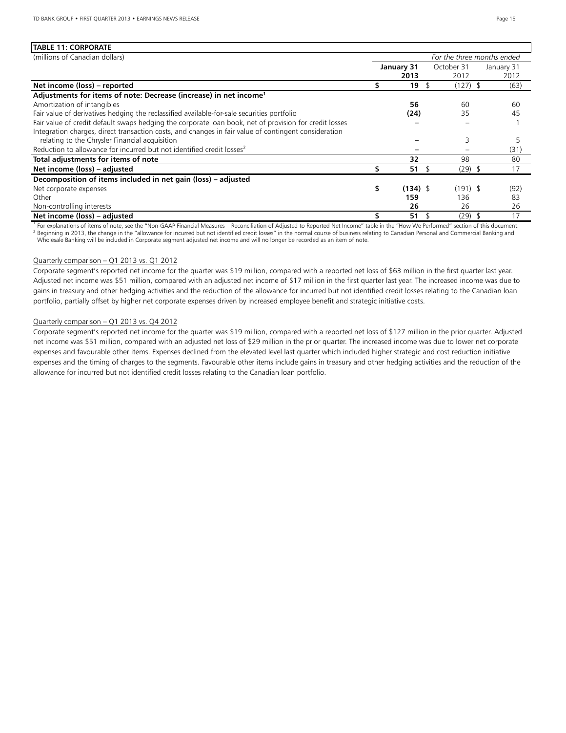**TABLE 11: CORPORATE**

| (millions of Canadian dollars) | | *For the three months ended* | |
|---|---|---|---|
| | **January 31 2013** | October 31 2012 | January 31 2012 |
| **Net income (loss) – reported** | **$ 19** | $ (127) | $ (63) |
| **Adjustments for items of note: Decrease (increase) in net income[1]** | | | |
| Amortization of intangibles | **56** | 60 | 60 |
| Fair value of derivatives hedging the reclassified available-for-sale securities portfolio | **(24)** | 35 | 45 |
| Fair value of credit default swaps hedging the corporate loan book, net of provision for credit losses | **–** | – | 1 |
| Integration charges, direct transaction costs, and changes in fair value of contingent consideration relating to the Chrysler Financial acquisition | **–** | 3 | 5 |
| Reduction to allowance for incurred but not identified credit losses[2] | **–** | – | (31) |
| **Total adjustments for items of note** | **32** | 98 | 80 |
| **Net income (loss) – adjusted** | **$ 51** | $ (29) | $ 17 |
| **Decomposition of items included in net gain (loss) – adjusted** | | | |
| Net corporate expenses | **$ (134)** | $ (191) | $ (92) |
| Other | **159** | 136 | 83 |
| Non-controlling interests | **26** | 26 | 26 |
| **Net income (loss) – adjusted** | **$ 51** | $ (29) | $ 17 |

[1] For explanations of items of note, see the "Non-GAAP Financial Measures – Reconciliation of Adjusted to Reported Net Income" table in the "How We Performed" section of this document.
[2] Beginning in 2013, the change in the "allowance for incurred but not identified credit losses" in the normal course of business relating to Canadian Personal and Commercial Banking and Wholesale Banking will be included in Corporate segment adjusted net income and will no longer be recorded as an item of note.

Quarterly comparison – Q1 2013 vs. Q1 2012

Corporate segment's reported net income for the quarter was $19 million, compared with a reported net loss of $63 million in the first quarter last year. Adjusted net income was $51 million, compared with an adjusted net income of $17 million in the first quarter last year. The increased income was due to gains in treasury and other hedging activities and the reduction of the allowance for incurred but not identified credit losses relating to the Canadian loan portfolio, partially offset by higher net corporate expenses driven by increased employee benefit and strategic initiative costs.

Quarterly comparison – Q1 2013 vs. Q4 2012

Corporate segment's reported net income for the quarter was $19 million, compared with a reported net loss of $127 million in the prior quarter. Adjusted net income was $51 million, compared with an adjusted net loss of $29 million in the prior quarter. The increased income was due to lower net corporate expenses and favourable other items. Expenses declined from the elevated level last quarter which included higher strategic and cost reduction initiative expenses and the timing of charges to the segments. Favourable other items include gains in treasury and other hedging activities and the reduction of the allowance for incurred but not identified credit losses relating to the Canadian loan portfolio.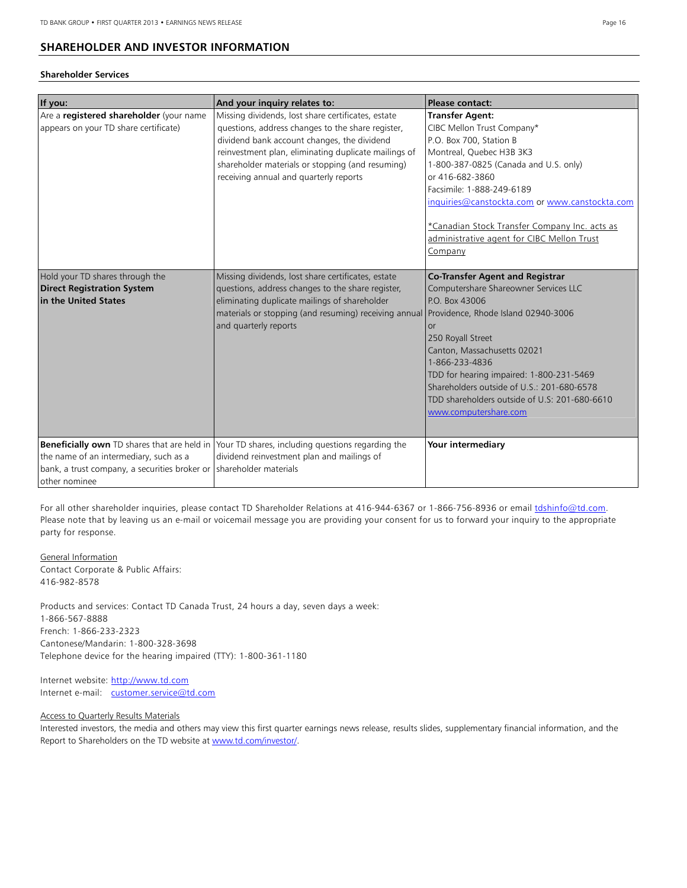## SHAREHOLDER AND INVESTOR INFORMATION

### Shareholder Services

| If you: | And your inquiry relates to: | Please contact: |
|---|---|---|
| Are a **registered shareholder** (your name appears on your TD share certificate) | Missing dividends, lost share certificates, estate questions, address changes to the share register, dividend bank account changes, the dividend reinvestment plan, eliminating duplicate mailings of shareholder materials or stopping (and resuming) receiving annual and quarterly reports | **Transfer Agent:**<br>CIBC Mellon Trust Company*<br>P.O. Box 700, Station B<br>Montreal, Quebec H3B 3K3<br>1-800-387-0825 (Canada and U.S. only)<br>or 416-682-3860<br>Facsimile: 1-888-249-6189<br>inquiries@canstockta.com or www.canstockta.com<br><br>*Canadian Stock Transfer Company Inc. acts as administrative agent for CIBC Mellon Trust Company |
| Hold your TD shares through the **Direct Registration System in the United States** | Missing dividends, lost share certificates, estate questions, address changes to the share register, eliminating duplicate mailings of shareholder materials or stopping (and resuming) receiving annual and quarterly reports | **Co-Transfer Agent and Registrar**<br>Computershare Shareowner Services LLC<br>P.O. Box 43006<br>Providence, Rhode Island 02940-3006<br>or<br>250 Royall Street<br>Canton, Massachusetts 02021<br>1-866-233-4836<br>TDD for hearing impaired: 1-800-231-5469<br>Shareholders outside of U.S.: 201-680-6578<br>TDD shareholders outside of U.S: 201-680-6610<br>www.computershare.com |
| **Beneficially own** TD shares that are held in the name of an intermediary, such as a bank, a trust company, a securities broker or other nominee | Your TD shares, including questions regarding the dividend reinvestment plan and mailings of shareholder materials | **Your intermediary** |

For all other shareholder inquiries, please contact TD Shareholder Relations at 416-944-6367 or 1-866-756-8936 or email tdshinfo@td.com. Please note that by leaving us an e-mail or voicemail message you are providing your consent for us to forward your inquiry to the appropriate party for response.

General Information
Contact Corporate & Public Affairs:
416-982-8578

Products and services: Contact TD Canada Trust, 24 hours a day, seven days a week:
1-866-567-8888
French: 1-866-233-2323
Cantonese/Mandarin: 1-800-328-3698
Telephone device for the hearing impaired (TTY): 1-800-361-1180

Internet website: http://www.td.com
Internet e-mail: customer.service@td.com

Access to Quarterly Results Materials
Interested investors, the media and others may view this first quarter earnings news release, results slides, supplementary financial information, and the Report to Shareholders on the TD website at www.td.com/investor/.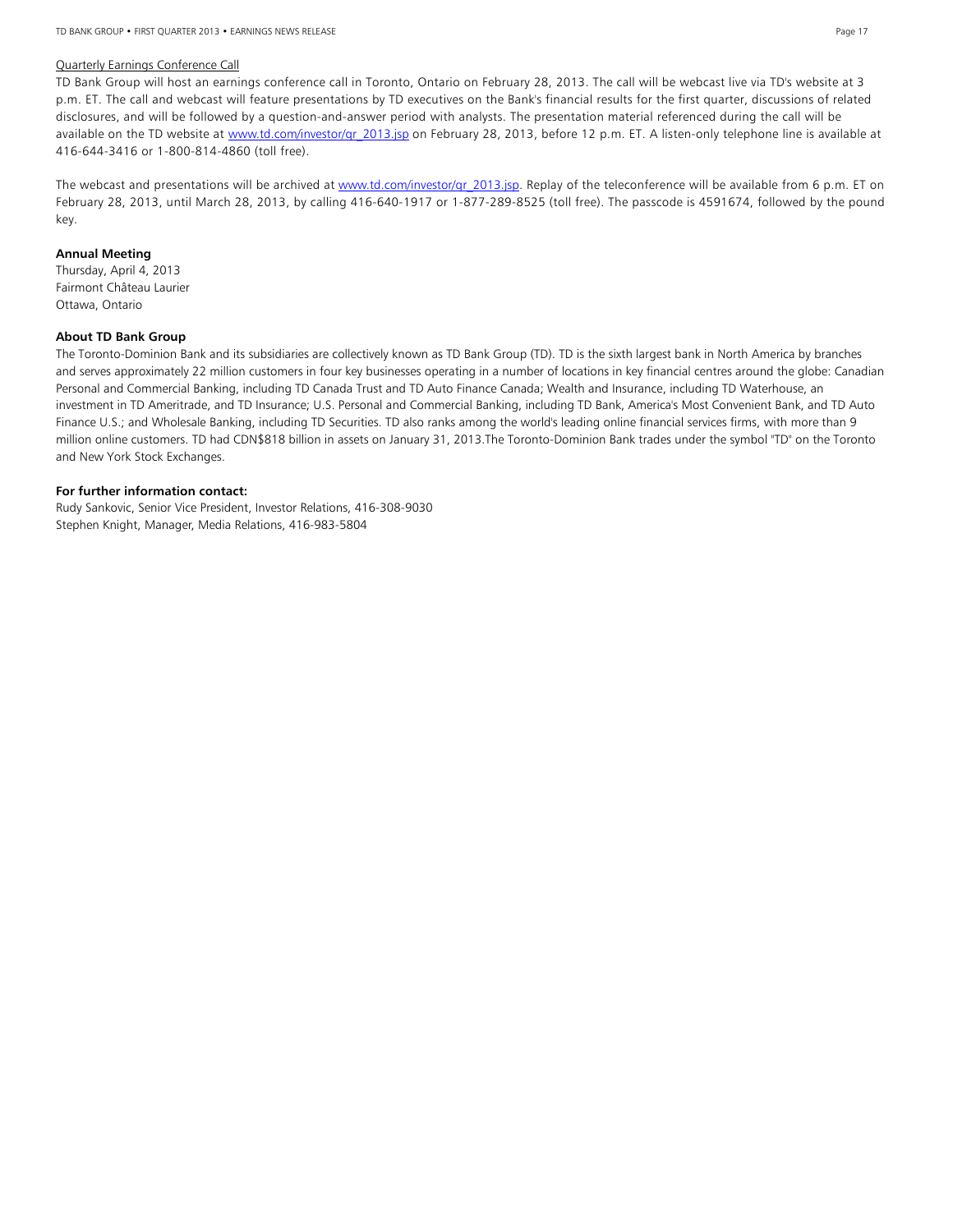Quarterly Earnings Conference Call

TD Bank Group will host an earnings conference call in Toronto, Ontario on February 28, 2013. The call will be webcast live via TD's website at 3 p.m. ET. The call and webcast will feature presentations by TD executives on the Bank's financial results for the first quarter, discussions of related disclosures, and will be followed by a question-and-answer period with analysts. The presentation material referenced during the call will be available on the TD website at www.td.com/investor/qr_2013.jsp on February 28, 2013, before 12 p.m. ET. A listen-only telephone line is available at 416-644-3416 or 1-800-814-4860 (toll free).

The webcast and presentations will be archived at www.td.com/investor/qr_2013.jsp. Replay of the teleconference will be available from 6 p.m. ET on February 28, 2013, until March 28, 2013, by calling 416-640-1917 or 1-877-289-8525 (toll free). The passcode is 4591674, followed by the pound key.

**Annual Meeting**

Thursday, April 4, 2013
Fairmont Château Laurier
Ottawa, Ontario

**About TD Bank Group**

The Toronto-Dominion Bank and its subsidiaries are collectively known as TD Bank Group (TD). TD is the sixth largest bank in North America by branches and serves approximately 22 million customers in four key businesses operating in a number of locations in key financial centres around the globe: Canadian Personal and Commercial Banking, including TD Canada Trust and TD Auto Finance Canada; Wealth and Insurance, including TD Waterhouse, an investment in TD Ameritrade, and TD Insurance; U.S. Personal and Commercial Banking, including TD Bank, America's Most Convenient Bank, and TD Auto Finance U.S.; and Wholesale Banking, including TD Securities. TD also ranks among the world's leading online financial services firms, with more than 9 million online customers. TD had CDN$818 billion in assets on January 31, 2013.The Toronto-Dominion Bank trades under the symbol "TD" on the Toronto and New York Stock Exchanges.

**For further information contact:**

Rudy Sankovic, Senior Vice President, Investor Relations, 416-308-9030
Stephen Knight, Manager, Media Relations, 416-983-5804